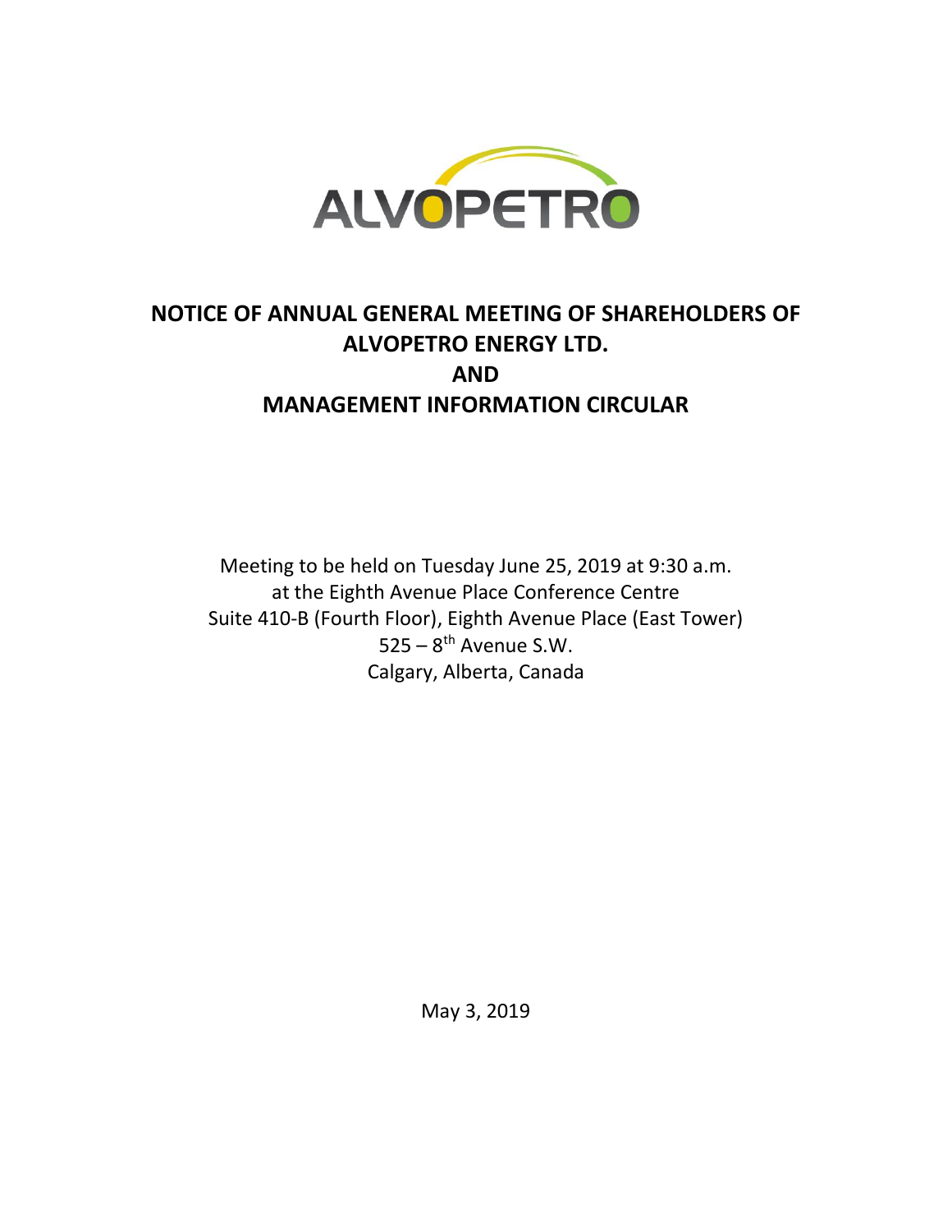ALVOPETRO

# NOTICE OF ANNUAL GENERAL MEETING OF SHAREHOLDERS OF ALVOPETRO ENERGY LTD. AND MANAGEMENT INFORMATION CIRCULAR

Meeting to be held on Tuesday June 25, 2019 at 9:30 a.m.
at the Eighth Avenue Place Conference Centre
Suite 410-B (Fourth Floor), Eighth Avenue Place (East Tower)
525 – 8th Avenue S.W.
Calgary, Alberta, Canada

May 3, 2019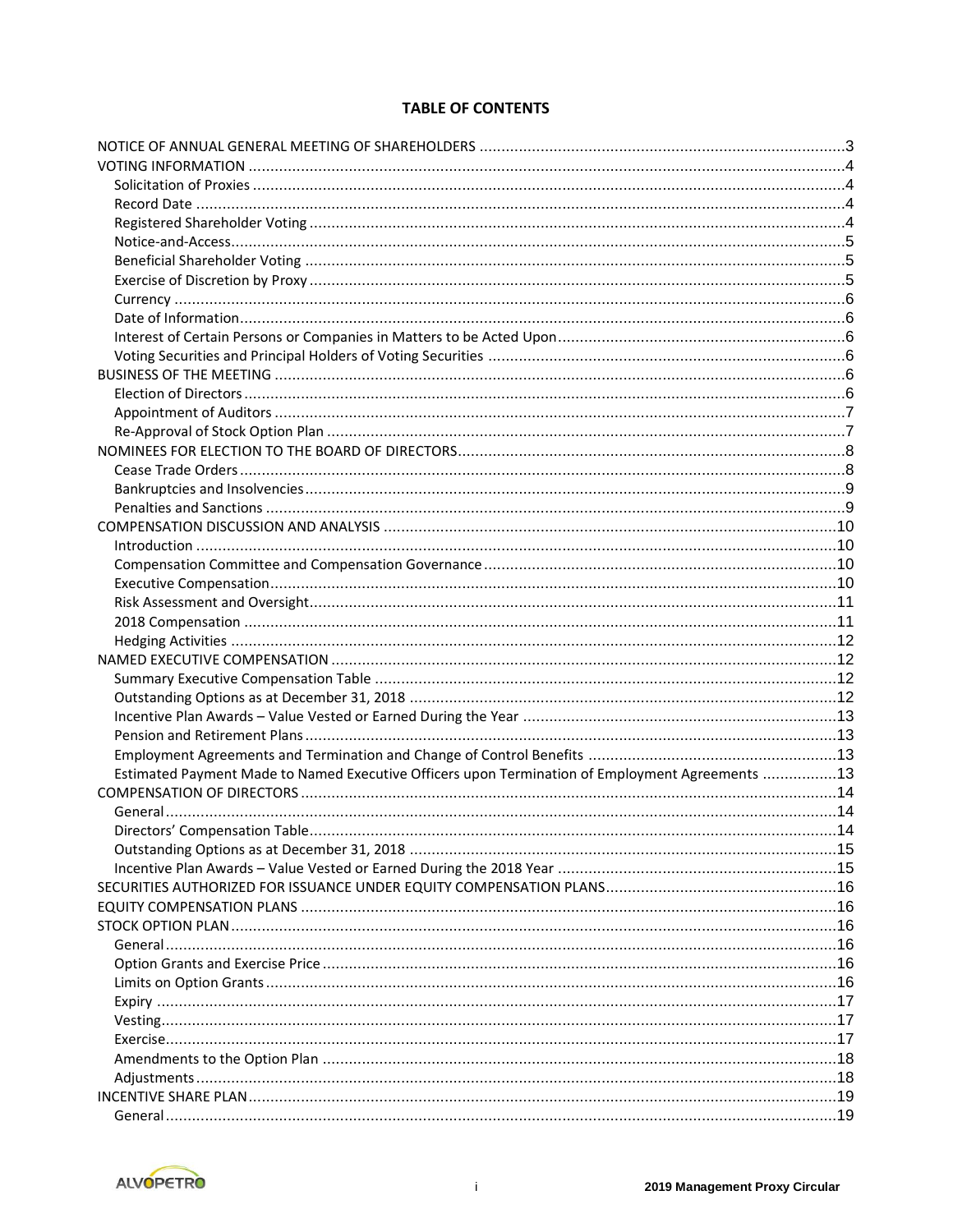## TABLE OF CONTENTS

NOTICE OF ANNUAL GENERAL MEETING OF SHAREHOLDERS ....................................................................................3
VOTING INFORMATION .........................................................................................................................................4
- Solicitation of Proxies .........................................................................................................................................4
- Record Date .........................................................................................................................................................4
- Registered Shareholder Voting ...........................................................................................................................4
- Notice-and-Access...............................................................................................................................................5
- Beneficial Shareholder Voting .............................................................................................................................5
- Exercise of Discretion by Proxy ...........................................................................................................................5
- Currency ..............................................................................................................................................................6
- Date of Information.............................................................................................................................................6
- Interest of Certain Persons or Companies in Matters to be Acted Upon..............................................................6
- Voting Securities and Principal Holders of Voting Securities ..............................................................................6

BUSINESS OF THE MEETING .....................................................................................................................................6
- Election of Directors .............................................................................................................................................6
- Appointment of Auditors .....................................................................................................................................7
- Re-Approval of Stock Option Plan ........................................................................................................................7

NOMINEES FOR ELECTION TO THE BOARD OF DIRECTORS.........................................................................................8
- Cease Trade Orders ..............................................................................................................................................8
- Bankruptcies and Insolvencies..............................................................................................................................9
- Penalties and Sanctions ........................................................................................................................................9

COMPENSATION DISCUSSION AND ANALYSIS ........................................................................................................10
- Introduction .........................................................................................................................................................10
- Compensation Committee and Compensation Governance .................................................................................10
- Executive Compensation.......................................................................................................................................10
- Risk Assessment and Oversight.............................................................................................................................11
- 2018 Compensation ..............................................................................................................................................11
- Hedging Activities .................................................................................................................................................12

NAMED EXECUTIVE COMPENSATION .......................................................................................................................12
- Summary Executive Compensation Table ..............................................................................................................12
- Outstanding Options as at December 31, 2018 ....................................................................................................12
- Incentive Plan Awards – Value Vested or Earned During the Year .........................................................................13
- Pension and Retirement Plans...............................................................................................................................13
- Employment Agreements and Termination and Change of Control Benefits .........................................................13
- Estimated Payment Made to Named Executive Officers upon Termination of Employment Agreements ................13

COMPENSATION OF DIRECTORS ...............................................................................................................................14
- General.................................................................................................................................................................14
- Directors' Compensation Table..............................................................................................................................14
- Outstanding Options as at December 31, 2018 ......................................................................................................15
- Incentive Plan Awards – Value Vested or Earned During the 2018 Year .................................................................15

SECURITIES AUTHORIZED FOR ISSUANCE UNDER EQUITY COMPENSATION PLANS.....................................................16
EQUITY COMPENSATION PLANS ...............................................................................................................................16
STOCK OPTION PLAN.................................................................................................................................................16
- General..................................................................................................................................................................16
- Option Grants and Exercise Price ............................................................................................................................16
- Limits on Option Grants ..........................................................................................................................................16
- Expiry .....................................................................................................................................................................17
- Vesting....................................................................................................................................................................17
- Exercise...................................................................................................................................................................17
- Amendments to the Option Plan ............................................................................................................................18
- Adjustments............................................................................................................................................................18

INCENTIVE SHARE PLAN.............................................................................................................................................19
- General...................................................................................................................................................................19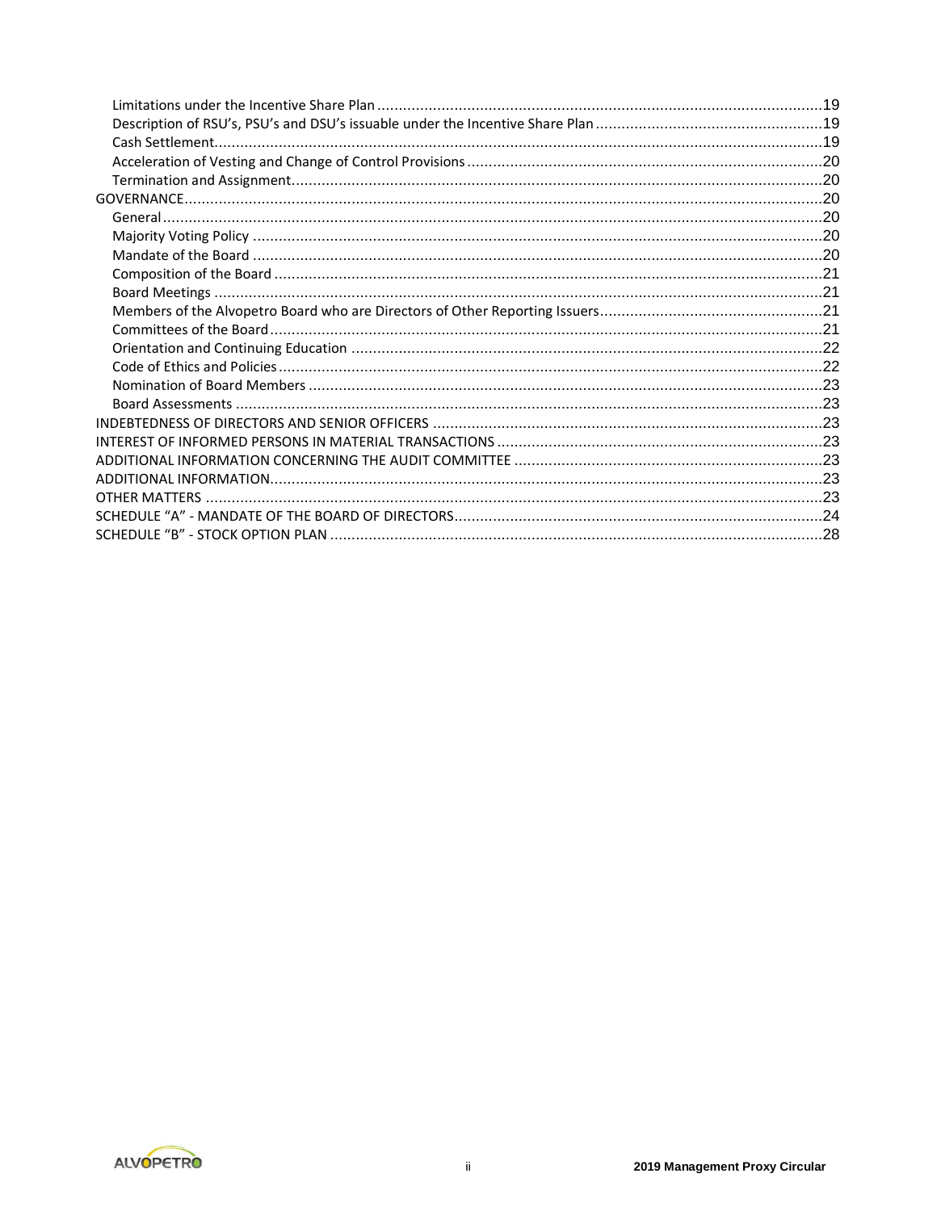Limitations under the Incentive Share Plan .......................................................................................................19
Description of RSU's, PSU's and DSU's issuable under the Incentive Share Plan ....................................................19
Cash Settlement.............................................................................................................................................19
Acceleration of Vesting and Change of Control Provisions ..................................................................................20
Termination and Assignment...........................................................................................................................20
GOVERNANCE.....................................................................................................................................................20
General.........................................................................................................................................................20
Majority Voting Policy ....................................................................................................................................20
Mandate of the Board .....................................................................................................................................20
Composition of the Board ...............................................................................................................................21
Board Meetings .............................................................................................................................................21
Members of the Alvopetro Board who are Directors of Other Reporting Issuers....................................................21
Committees of the Board................................................................................................................................21
Orientation and Continuing Education .............................................................................................................22
Code of Ethics and Policies...............................................................................................................................22
Nomination of Board Members .......................................................................................................................23
Board Assessments .........................................................................................................................................23
INDEBTEDNESS OF DIRECTORS AND SENIOR OFFICERS ...........................................................................................23
INTEREST OF INFORMED PERSONS IN MATERIAL TRANSACTIONS ............................................................................23
ADDITIONAL INFORMATION CONCERNING THE AUDIT COMMITTEE ........................................................................23
ADDITIONAL INFORMATION.................................................................................................................................23
OTHER MATTERS ................................................................................................................................................23
SCHEDULE "A" - MANDATE OF THE BOARD OF DIRECTORS......................................................................................24
SCHEDULE "B" - STOCK OPTION PLAN ...................................................................................................................28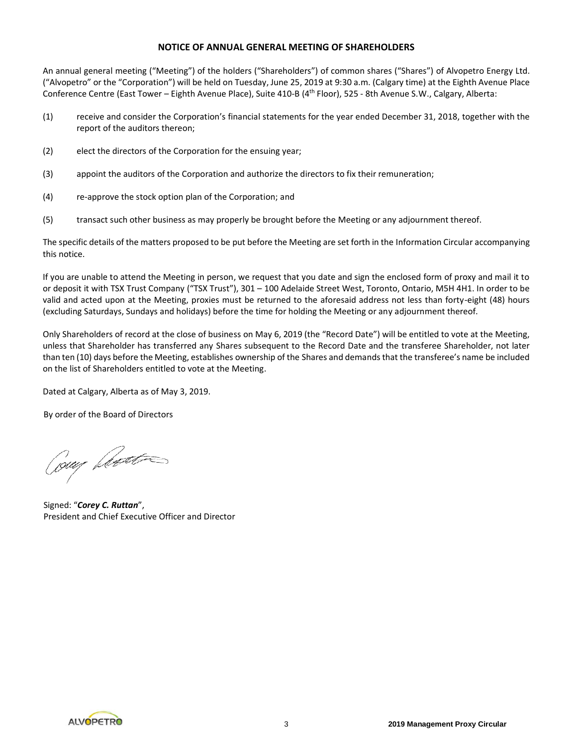## NOTICE OF ANNUAL GENERAL MEETING OF SHAREHOLDERS

An annual general meeting ("Meeting") of the holders ("Shareholders") of common shares ("Shares") of Alvopetro Energy Ltd. ("Alvopetro" or the "Corporation") will be held on Tuesday, June 25, 2019 at 9:30 a.m. (Calgary time) at the Eighth Avenue Place Conference Centre (East Tower – Eighth Avenue Place), Suite 410-B (4th Floor), 525 - 8th Avenue S.W., Calgary, Alberta:

(1) receive and consider the Corporation's financial statements for the year ended December 31, 2018, together with the report of the auditors thereon;

(2) elect the directors of the Corporation for the ensuing year;

(3) appoint the auditors of the Corporation and authorize the directors to fix their remuneration;

(4) re-approve the stock option plan of the Corporation; and

(5) transact such other business as may properly be brought before the Meeting or any adjournment thereof.

The specific details of the matters proposed to be put before the Meeting are set forth in the Information Circular accompanying this notice.

If you are unable to attend the Meeting in person, we request that you date and sign the enclosed form of proxy and mail it to or deposit it with TSX Trust Company ("TSX Trust"), 301 – 100 Adelaide Street West, Toronto, Ontario, M5H 4H1. In order to be valid and acted upon at the Meeting, proxies must be returned to the aforesaid address not less than forty-eight (48) hours (excluding Saturdays, Sundays and holidays) before the time for holding the Meeting or any adjournment thereof.

Only Shareholders of record at the close of business on May 6, 2019 (the "Record Date") will be entitled to vote at the Meeting, unless that Shareholder has transferred any Shares subsequent to the Record Date and the transferee Shareholder, not later than ten (10) days before the Meeting, establishes ownership of the Shares and demands that the transferee's name be included on the list of Shareholders entitled to vote at the Meeting.

Dated at Calgary, Alberta as of May 3, 2019.

By order of the Board of Directors

Signed: "***Corey C. Ruttan***",
President and Chief Executive Officer and Director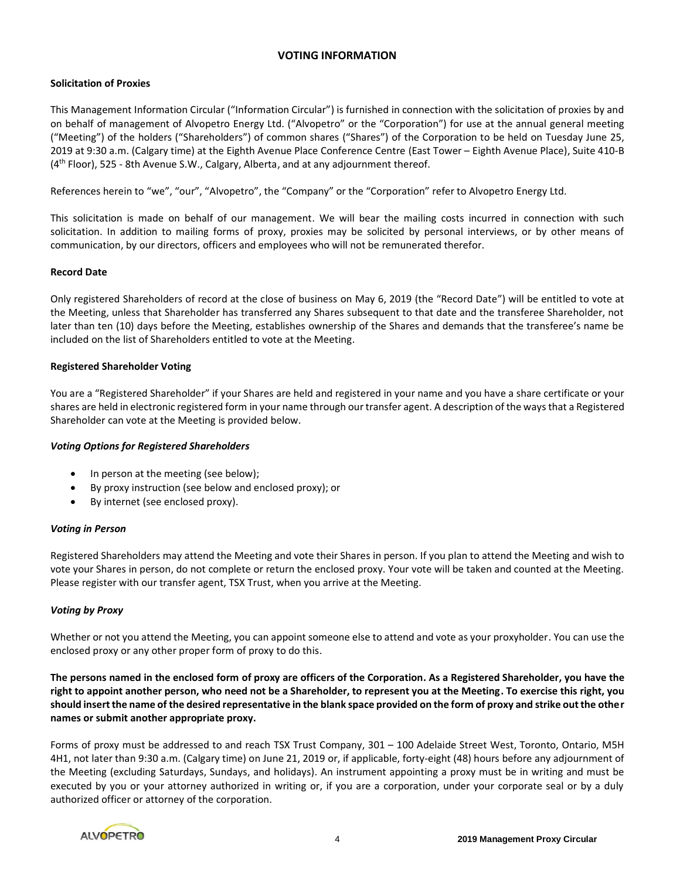## VOTING INFORMATION

### Solicitation of Proxies

This Management Information Circular ("Information Circular") is furnished in connection with the solicitation of proxies by and on behalf of management of Alvopetro Energy Ltd. ("Alvopetro" or the "Corporation") for use at the annual general meeting ("Meeting") of the holders ("Shareholders") of common shares ("Shares") of the Corporation to be held on Tuesday June 25, 2019 at 9:30 a.m. (Calgary time) at the Eighth Avenue Place Conference Centre (East Tower – Eighth Avenue Place), Suite 410-B (4th Floor), 525 - 8th Avenue S.W., Calgary, Alberta, and at any adjournment thereof.

References herein to "we", "our", "Alvopetro", the "Company" or the "Corporation" refer to Alvopetro Energy Ltd.

This solicitation is made on behalf of our management. We will bear the mailing costs incurred in connection with such solicitation. In addition to mailing forms of proxy, proxies may be solicited by personal interviews, or by other means of communication, by our directors, officers and employees who will not be remunerated therefor.

### Record Date

Only registered Shareholders of record at the close of business on May 6, 2019 (the "Record Date") will be entitled to vote at the Meeting, unless that Shareholder has transferred any Shares subsequent to that date and the transferee Shareholder, not later than ten (10) days before the Meeting, establishes ownership of the Shares and demands that the transferee's name be included on the list of Shareholders entitled to vote at the Meeting.

### Registered Shareholder Voting

You are a "Registered Shareholder" if your Shares are held and registered in your name and you have a share certificate or your shares are held in electronic registered form in your name through our transfer agent. A description of the ways that a Registered Shareholder can vote at the Meeting is provided below.

#### *Voting Options for Registered Shareholders*

- In person at the meeting (see below);
- By proxy instruction (see below and enclosed proxy); or
- By internet (see enclosed proxy).

#### *Voting in Person*

Registered Shareholders may attend the Meeting and vote their Shares in person. If you plan to attend the Meeting and wish to vote your Shares in person, do not complete or return the enclosed proxy. Your vote will be taken and counted at the Meeting. Please register with our transfer agent, TSX Trust, when you arrive at the Meeting.

#### *Voting by Proxy*

Whether or not you attend the Meeting, you can appoint someone else to attend and vote as your proxyholder. You can use the enclosed proxy or any other proper form of proxy to do this.

**The persons named in the enclosed form of proxy are officers of the Corporation. As a Registered Shareholder, you have the right to appoint another person, who need not be a Shareholder, to represent you at the Meeting. To exercise this right, you should insert the name of the desired representative in the blank space provided on the form of proxy and strike out the other names or submit another appropriate proxy.**

Forms of proxy must be addressed to and reach TSX Trust Company, 301 – 100 Adelaide Street West, Toronto, Ontario, M5H 4H1, not later than 9:30 a.m. (Calgary time) on June 21, 2019 or, if applicable, forty-eight (48) hours before any adjournment of the Meeting (excluding Saturdays, Sundays, and holidays). An instrument appointing a proxy must be in writing and must be executed by you or your attorney authorized in writing or, if you are a corporation, under your corporate seal or by a duly authorized officer or attorney of the corporation.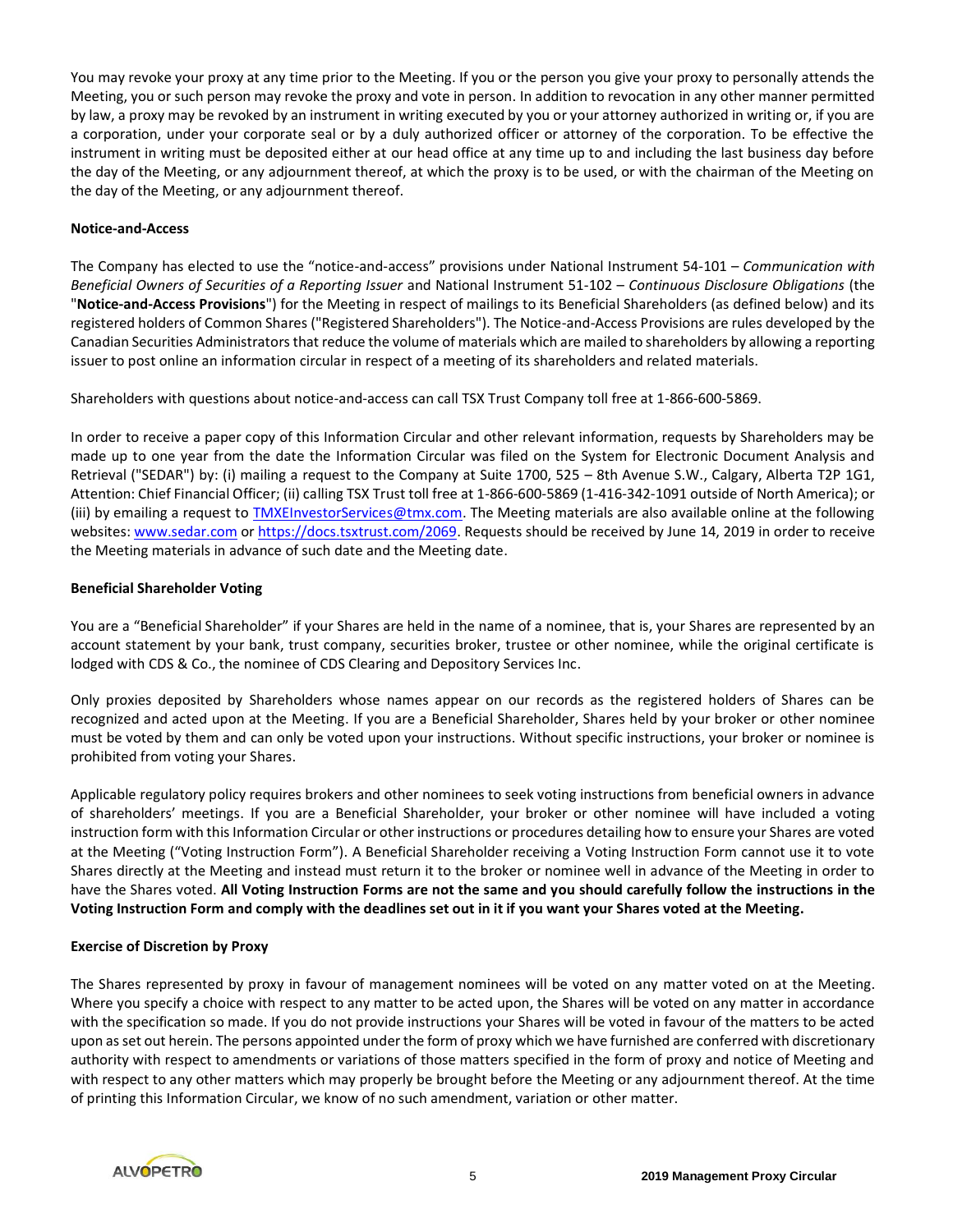You may revoke your proxy at any time prior to the Meeting. If you or the person you give your proxy to personally attends the Meeting, you or such person may revoke the proxy and vote in person. In addition to revocation in any other manner permitted by law, a proxy may be revoked by an instrument in writing executed by you or your attorney authorized in writing or, if you are a corporation, under your corporate seal or by a duly authorized officer or attorney of the corporation. To be effective the instrument in writing must be deposited either at our head office at any time up to and including the last business day before the day of the Meeting, or any adjournment thereof, at which the proxy is to be used, or with the chairman of the Meeting on the day of the Meeting, or any adjournment thereof.

**Notice-and-Access**

The Company has elected to use the "notice-and-access" provisions under National Instrument 54-101 – *Communication with Beneficial Owners of Securities of a Reporting Issuer* and National Instrument 51-102 – *Continuous Disclosure Obligations* (the "**Notice-and-Access Provisions**") for the Meeting in respect of mailings to its Beneficial Shareholders (as defined below) and its registered holders of Common Shares ("Registered Shareholders"). The Notice-and-Access Provisions are rules developed by the Canadian Securities Administrators that reduce the volume of materials which are mailed to shareholders by allowing a reporting issuer to post online an information circular in respect of a meeting of its shareholders and related materials.

Shareholders with questions about notice-and-access can call TSX Trust Company toll free at 1-866-600-5869.

In order to receive a paper copy of this Information Circular and other relevant information, requests by Shareholders may be made up to one year from the date the Information Circular was filed on the System for Electronic Document Analysis and Retrieval ("SEDAR") by: (i) mailing a request to the Company at Suite 1700, 525 – 8th Avenue S.W., Calgary, Alberta T2P 1G1, Attention: Chief Financial Officer; (ii) calling TSX Trust toll free at 1-866-600-5869 (1-416-342-1091 outside of North America); or (iii) by emailing a request to TMXEInvestorServices@tmx.com. The Meeting materials are also available online at the following websites: www.sedar.com or https://docs.tsxtrust.com/2069. Requests should be received by June 14, 2019 in order to receive the Meeting materials in advance of such date and the Meeting date.

**Beneficial Shareholder Voting**

You are a "Beneficial Shareholder" if your Shares are held in the name of a nominee, that is, your Shares are represented by an account statement by your bank, trust company, securities broker, trustee or other nominee, while the original certificate is lodged with CDS & Co., the nominee of CDS Clearing and Depository Services Inc.

Only proxies deposited by Shareholders whose names appear on our records as the registered holders of Shares can be recognized and acted upon at the Meeting. If you are a Beneficial Shareholder, Shares held by your broker or other nominee must be voted by them and can only be voted upon your instructions. Without specific instructions, your broker or nominee is prohibited from voting your Shares.

Applicable regulatory policy requires brokers and other nominees to seek voting instructions from beneficial owners in advance of shareholders' meetings. If you are a Beneficial Shareholder, your broker or other nominee will have included a voting instruction form with this Information Circular or other instructions or procedures detailing how to ensure your Shares are voted at the Meeting ("Voting Instruction Form"). A Beneficial Shareholder receiving a Voting Instruction Form cannot use it to vote Shares directly at the Meeting and instead must return it to the broker or nominee well in advance of the Meeting in order to have the Shares voted. **All Voting Instruction Forms are not the same and you should carefully follow the instructions in the Voting Instruction Form and comply with the deadlines set out in it if you want your Shares voted at the Meeting.**

**Exercise of Discretion by Proxy**

The Shares represented by proxy in favour of management nominees will be voted on any matter voted on at the Meeting. Where you specify a choice with respect to any matter to be acted upon, the Shares will be voted on any matter in accordance with the specification so made. If you do not provide instructions your Shares will be voted in favour of the matters to be acted upon as set out herein. The persons appointed under the form of proxy which we have furnished are conferred with discretionary authority with respect to amendments or variations of those matters specified in the form of proxy and notice of Meeting and with respect to any other matters which may properly be brought before the Meeting or any adjournment thereof. At the time of printing this Information Circular, we know of no such amendment, variation or other matter.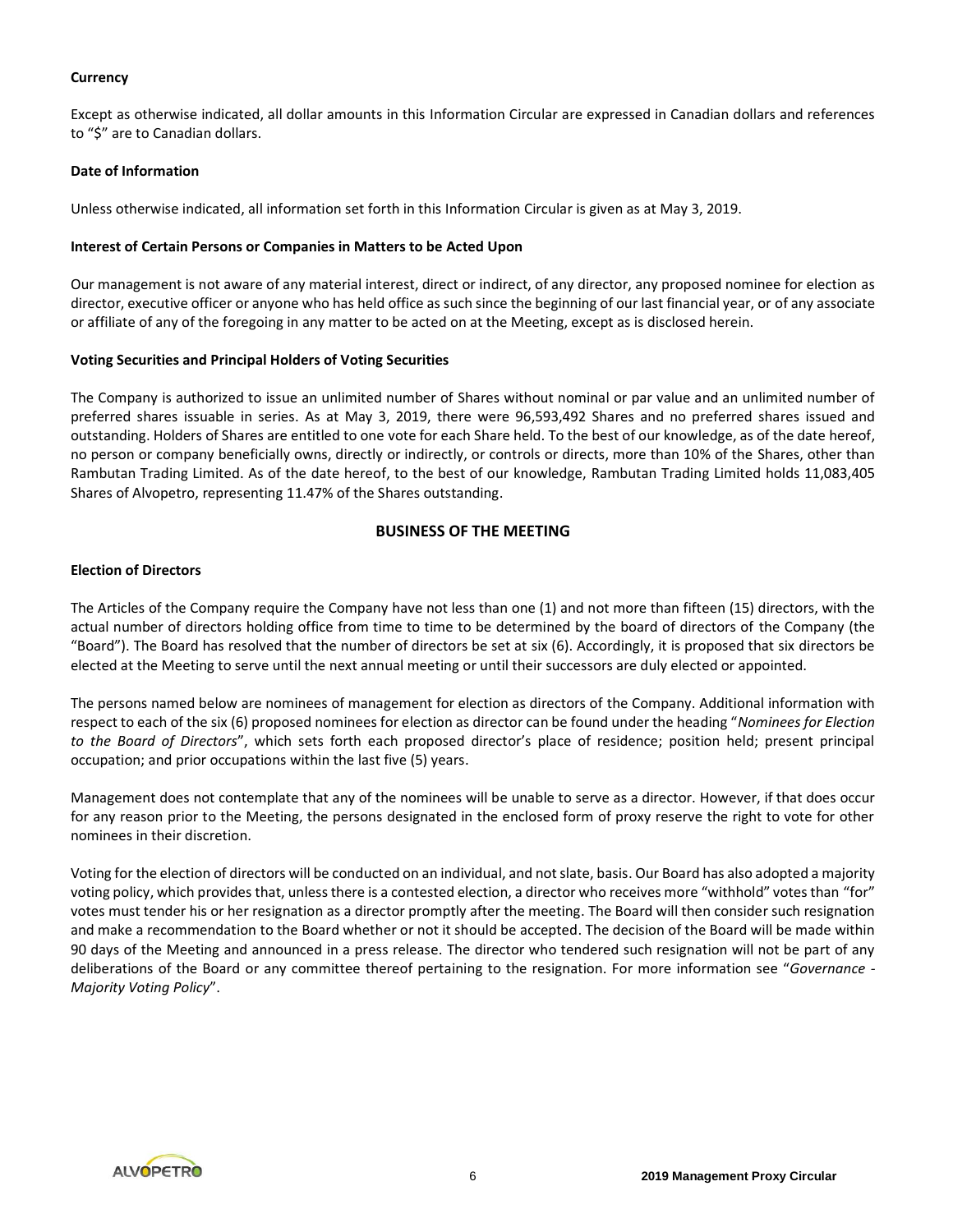**Currency**

Except as otherwise indicated, all dollar amounts in this Information Circular are expressed in Canadian dollars and references to "$" are to Canadian dollars.

**Date of Information**

Unless otherwise indicated, all information set forth in this Information Circular is given as at May 3, 2019.

**Interest of Certain Persons or Companies in Matters to be Acted Upon**

Our management is not aware of any material interest, direct or indirect, of any director, any proposed nominee for election as director, executive officer or anyone who has held office as such since the beginning of our last financial year, or of any associate or affiliate of any of the foregoing in any matter to be acted on at the Meeting, except as is disclosed herein.

**Voting Securities and Principal Holders of Voting Securities**

The Company is authorized to issue an unlimited number of Shares without nominal or par value and an unlimited number of preferred shares issuable in series. As at May 3, 2019, there were 96,593,492 Shares and no preferred shares issued and outstanding. Holders of Shares are entitled to one vote for each Share held. To the best of our knowledge, as of the date hereof, no person or company beneficially owns, directly or indirectly, or controls or directs, more than 10% of the Shares, other than Rambutan Trading Limited. As of the date hereof, to the best of our knowledge, Rambutan Trading Limited holds 11,083,405 Shares of Alvopetro, representing 11.47% of the Shares outstanding.

## BUSINESS OF THE MEETING

**Election of Directors**

The Articles of the Company require the Company have not less than one (1) and not more than fifteen (15) directors, with the actual number of directors holding office from time to time to be determined by the board of directors of the Company (the "Board"). The Board has resolved that the number of directors be set at six (6). Accordingly, it is proposed that six directors be elected at the Meeting to serve until the next annual meeting or until their successors are duly elected or appointed.

The persons named below are nominees of management for election as directors of the Company. Additional information with respect to each of the six (6) proposed nominees for election as director can be found under the heading "*Nominees for Election to the Board of Directors*", which sets forth each proposed director's place of residence; position held; present principal occupation; and prior occupations within the last five (5) years.

Management does not contemplate that any of the nominees will be unable to serve as a director. However, if that does occur for any reason prior to the Meeting, the persons designated in the enclosed form of proxy reserve the right to vote for other nominees in their discretion.

Voting for the election of directors will be conducted on an individual, and not slate, basis. Our Board has also adopted a majority voting policy, which provides that, unless there is a contested election, a director who receives more "withhold" votes than "for" votes must tender his or her resignation as a director promptly after the meeting. The Board will then consider such resignation and make a recommendation to the Board whether or not it should be accepted. The decision of the Board will be made within 90 days of the Meeting and announced in a press release. The director who tendered such resignation will not be part of any deliberations of the Board or any committee thereof pertaining to the resignation. For more information see "*Governance - Majority Voting Policy*".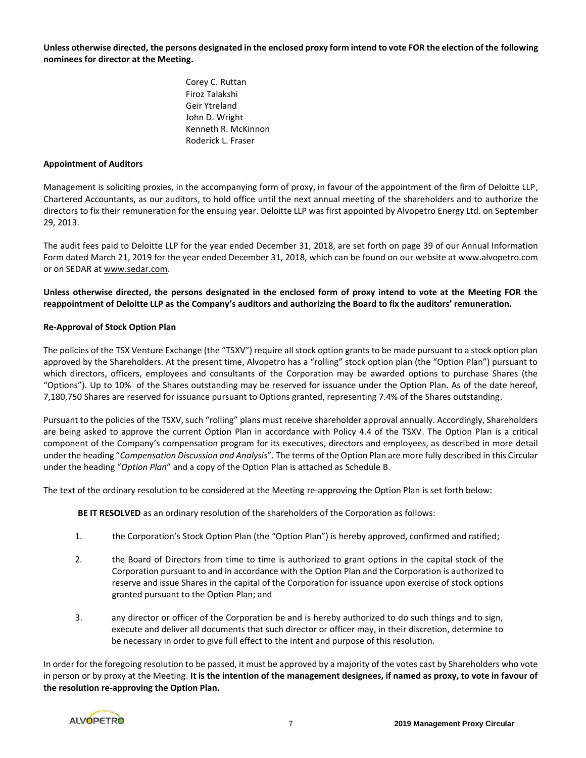**Unless otherwise directed, the persons designated in the enclosed proxy form intend to vote FOR the election of the following nominees for director at the Meeting.**

Corey C. Ruttan
Firoz Talakshi
Geir Ytreland
John D. Wright
Kenneth R. McKinnon
Roderick L. Fraser

**Appointment of Auditors**

Management is soliciting proxies, in the accompanying form of proxy, in favour of the appointment of the firm of Deloitte LLP, Chartered Accountants, as our auditors, to hold office until the next annual meeting of the shareholders and to authorize the directors to fix their remuneration for the ensuing year. Deloitte LLP was first appointed by Alvopetro Energy Ltd. on September 29, 2013.

The audit fees paid to Deloitte LLP for the year ended December 31, 2018, are set forth on page 39 of our Annual Information Form dated March 21, 2019 for the year ended December 31, 2018, which can be found on our website at www.alvopetro.com or on SEDAR at www.sedar.com.

**Unless otherwise directed, the persons designated in the enclosed form of proxy intend to vote at the Meeting FOR the reappointment of Deloitte LLP as the Company's auditors and authorizing the Board to fix the auditors' remuneration.**

**Re-Approval of Stock Option Plan**

The policies of the TSX Venture Exchange (the "TSXV") require all stock option grants to be made pursuant to a stock option plan approved by the Shareholders. At the present time, Alvopetro has a "rolling" stock option plan (the "Option Plan") pursuant to which directors, officers, employees and consultants of the Corporation may be awarded options to purchase Shares (the "Options"). Up to 10% of the Shares outstanding may be reserved for issuance under the Option Plan. As of the date hereof, 7,180,750 Shares are reserved for issuance pursuant to Options granted, representing 7.4% of the Shares outstanding.

Pursuant to the policies of the TSXV, such "rolling" plans must receive shareholder approval annually. Accordingly, Shareholders are being asked to approve the current Option Plan in accordance with Policy 4.4 of the TSXV. The Option Plan is a critical component of the Company's compensation program for its executives, directors and employees, as described in more detail under the heading "*Compensation Discussion and Analysis*". The terms of the Option Plan are more fully described in this Circular under the heading "*Option Plan*" and a copy of the Option Plan is attached as Schedule B.

The text of the ordinary resolution to be considered at the Meeting re-approving the Option Plan is set forth below:

**BE IT RESOLVED** as an ordinary resolution of the shareholders of the Corporation as follows:

1. the Corporation's Stock Option Plan (the "Option Plan") is hereby approved, confirmed and ratified;

2. the Board of Directors from time to time is authorized to grant options in the capital stock of the Corporation pursuant to and in accordance with the Option Plan and the Corporation is authorized to reserve and issue Shares in the capital of the Corporation for issuance upon exercise of stock options granted pursuant to the Option Plan; and

3. any director or officer of the Corporation be and is hereby authorized to do such things and to sign, execute and deliver all documents that such director or officer may, in their discretion, determine to be necessary in order to give full effect to the intent and purpose of this resolution.

In order for the foregoing resolution to be passed, it must be approved by a majority of the votes cast by Shareholders who vote in person or by proxy at the Meeting. **It is the intention of the management designees, if named as proxy, to vote in favour of the resolution re-approving the Option Plan.**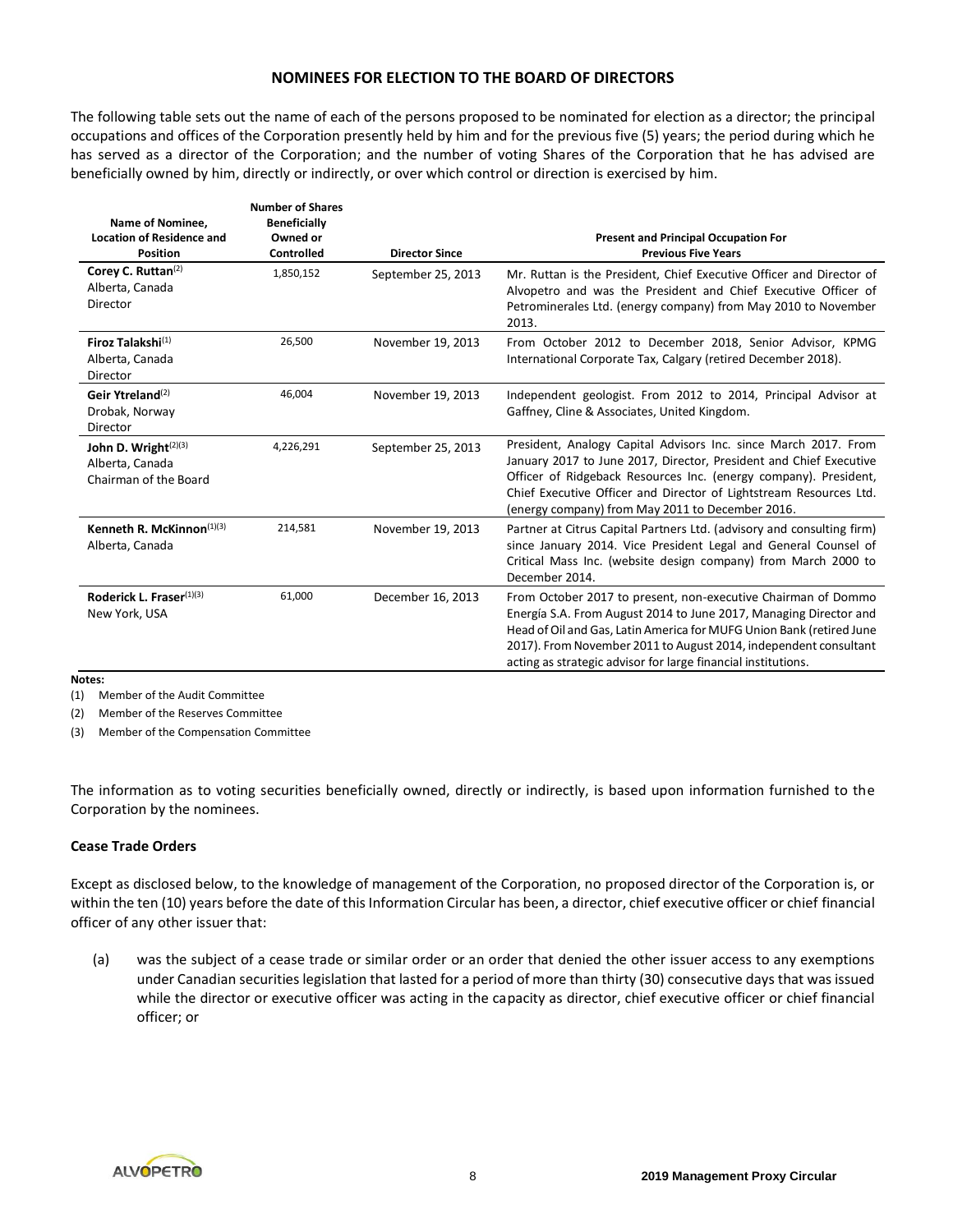## NOMINEES FOR ELECTION TO THE BOARD OF DIRECTORS

The following table sets out the name of each of the persons proposed to be nominated for election as a director; the principal occupations and offices of the Corporation presently held by him and for the previous five (5) years; the period during which he has served as a director of the Corporation; and the number of voting Shares of the Corporation that he has advised are beneficially owned by him, directly or indirectly, or over which control or direction is exercised by him.

| Name of Nominee, Location of Residence and Position | Number of Shares Beneficially Owned or Controlled | Director Since | Present and Principal Occupation For Previous Five Years |
|---|---|---|---|
| **Corey C. Ruttan**[2]<br>Alberta, Canada<br>Director | 1,850,152 | September 25, 2013 | Mr. Ruttan is the President, Chief Executive Officer and Director of Alvopetro and was the President and Chief Executive Officer of Petrominerales Ltd. (energy company) from May 2010 to November 2013. |
| **Firoz Talakshi**[1]<br>Alberta, Canada<br>Director | 26,500 | November 19, 2013 | From October 2012 to December 2018, Senior Advisor, KPMG International Corporate Tax, Calgary (retired December 2018). |
| **Geir Ytreland**[2]<br>Drobak, Norway<br>Director | 46,004 | November 19, 2013 | Independent geologist. From 2012 to 2014, Principal Advisor at Gaffney, Cline & Associates, United Kingdom. |
| **John D. Wright**[2][3]<br>Alberta, Canada<br>Chairman of the Board | 4,226,291 | September 25, 2013 | President, Analogy Capital Advisors Inc. since March 2017. From January 2017 to June 2017, Director, President and Chief Executive Officer of Ridgeback Resources Inc. (energy company). President, Chief Executive Officer and Director of Lightstream Resources Ltd. (energy company) from May 2011 to December 2016. |
| **Kenneth R. McKinnon**[1][3]<br>Alberta, Canada | 214,581 | November 19, 2013 | Partner at Citrus Capital Partners Ltd. (advisory and consulting firm) since January 2014. Vice President Legal and General Counsel of Critical Mass Inc. (website design company) from March 2000 to December 2014. |
| **Roderick L. Fraser**[1][3]<br>New York, USA | 61,000 | December 16, 2013 | From October 2017 to present, non-executive Chairman of Dommo Energía S.A. From August 2014 to June 2017, Managing Director and Head of Oil and Gas, Latin America for MUFG Union Bank (retired June 2017). From November 2011 to August 2014, independent consultant acting as strategic advisor for large financial institutions. |

**Notes:**

(1) Member of the Audit Committee

(2) Member of the Reserves Committee

(3) Member of the Compensation Committee

The information as to voting securities beneficially owned, directly or indirectly, is based upon information furnished to the Corporation by the nominees.

### Cease Trade Orders

Except as disclosed below, to the knowledge of management of the Corporation, no proposed director of the Corporation is, or within the ten (10) years before the date of this Information Circular has been, a director, chief executive officer or chief financial officer of any other issuer that:

(a) was the subject of a cease trade or similar order or an order that denied the other issuer access to any exemptions under Canadian securities legislation that lasted for a period of more than thirty (30) consecutive days that was issued while the director or executive officer was acting in the capacity as director, chief executive officer or chief financial officer; or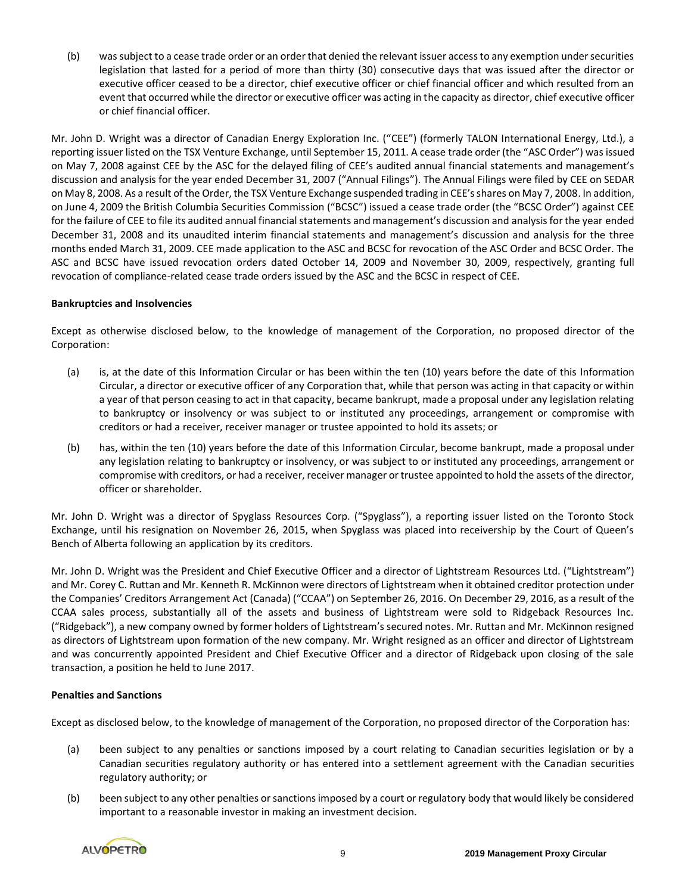(b) was subject to a cease trade order or an order that denied the relevant issuer access to any exemption under securities legislation that lasted for a period of more than thirty (30) consecutive days that was issued after the director or executive officer ceased to be a director, chief executive officer or chief financial officer and which resulted from an event that occurred while the director or executive officer was acting in the capacity as director, chief executive officer or chief financial officer.

Mr. John D. Wright was a director of Canadian Energy Exploration Inc. ("CEE") (formerly TALON International Energy, Ltd.), a reporting issuer listed on the TSX Venture Exchange, until September 15, 2011. A cease trade order (the "ASC Order") was issued on May 7, 2008 against CEE by the ASC for the delayed filing of CEE's audited annual financial statements and management's discussion and analysis for the year ended December 31, 2007 ("Annual Filings"). The Annual Filings were filed by CEE on SEDAR on May 8, 2008. As a result of the Order, the TSX Venture Exchange suspended trading in CEE's shares on May 7, 2008. In addition, on June 4, 2009 the British Columbia Securities Commission ("BCSC") issued a cease trade order (the "BCSC Order") against CEE for the failure of CEE to file its audited annual financial statements and management's discussion and analysis for the year ended December 31, 2008 and its unaudited interim financial statements and management's discussion and analysis for the three months ended March 31, 2009. CEE made application to the ASC and BCSC for revocation of the ASC Order and BCSC Order. The ASC and BCSC have issued revocation orders dated October 14, 2009 and November 30, 2009, respectively, granting full revocation of compliance-related cease trade orders issued by the ASC and the BCSC in respect of CEE.

**Bankruptcies and Insolvencies**

Except as otherwise disclosed below, to the knowledge of management of the Corporation, no proposed director of the Corporation:

(a) is, at the date of this Information Circular or has been within the ten (10) years before the date of this Information Circular, a director or executive officer of any Corporation that, while that person was acting in that capacity or within a year of that person ceasing to act in that capacity, became bankrupt, made a proposal under any legislation relating to bankruptcy or insolvency or was subject to or instituted any proceedings, arrangement or compromise with creditors or had a receiver, receiver manager or trustee appointed to hold its assets; or

(b) has, within the ten (10) years before the date of this Information Circular, become bankrupt, made a proposal under any legislation relating to bankruptcy or insolvency, or was subject to or instituted any proceedings, arrangement or compromise with creditors, or had a receiver, receiver manager or trustee appointed to hold the assets of the director, officer or shareholder.

Mr. John D. Wright was a director of Spyglass Resources Corp. ("Spyglass"), a reporting issuer listed on the Toronto Stock Exchange, until his resignation on November 26, 2015, when Spyglass was placed into receivership by the Court of Queen's Bench of Alberta following an application by its creditors.

Mr. John D. Wright was the President and Chief Executive Officer and a director of Lightstream Resources Ltd. ("Lightstream") and Mr. Corey C. Ruttan and Mr. Kenneth R. McKinnon were directors of Lightstream when it obtained creditor protection under the Companies' Creditors Arrangement Act (Canada) ("CCAA") on September 26, 2016. On December 29, 2016, as a result of the CCAA sales process, substantially all of the assets and business of Lightstream were sold to Ridgeback Resources Inc. ("Ridgeback"), a new company owned by former holders of Lightstream's secured notes. Mr. Ruttan and Mr. McKinnon resigned as directors of Lightstream upon formation of the new company. Mr. Wright resigned as an officer and director of Lightstream and was concurrently appointed President and Chief Executive Officer and a director of Ridgeback upon closing of the sale transaction, a position he held to June 2017.

**Penalties and Sanctions**

Except as disclosed below, to the knowledge of management of the Corporation, no proposed director of the Corporation has:

(a) been subject to any penalties or sanctions imposed by a court relating to Canadian securities legislation or by a Canadian securities regulatory authority or has entered into a settlement agreement with the Canadian securities regulatory authority; or

(b) been subject to any other penalties or sanctions imposed by a court or regulatory body that would likely be considered important to a reasonable investor in making an investment decision.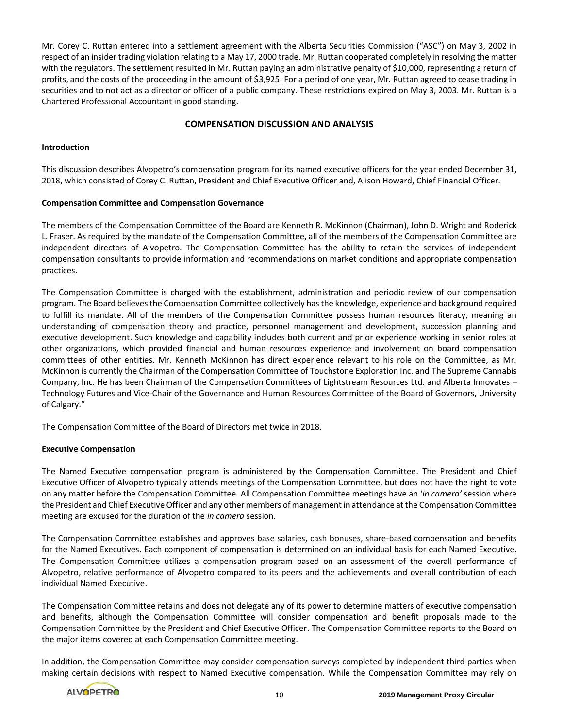Mr. Corey C. Ruttan entered into a settlement agreement with the Alberta Securities Commission ("ASC") on May 3, 2002 in respect of an insider trading violation relating to a May 17, 2000 trade. Mr. Ruttan cooperated completely in resolving the matter with the regulators. The settlement resulted in Mr. Ruttan paying an administrative penalty of $10,000, representing a return of profits, and the costs of the proceeding in the amount of $3,925. For a period of one year, Mr. Ruttan agreed to cease trading in securities and to not act as a director or officer of a public company. These restrictions expired on May 3, 2003. Mr. Ruttan is a Chartered Professional Accountant in good standing.

## COMPENSATION DISCUSSION AND ANALYSIS

**Introduction**

This discussion describes Alvopetro's compensation program for its named executive officers for the year ended December 31, 2018, which consisted of Corey C. Ruttan, President and Chief Executive Officer and, Alison Howard, Chief Financial Officer.

**Compensation Committee and Compensation Governance**

The members of the Compensation Committee of the Board are Kenneth R. McKinnon (Chairman), John D. Wright and Roderick L. Fraser. As required by the mandate of the Compensation Committee, all of the members of the Compensation Committee are independent directors of Alvopetro. The Compensation Committee has the ability to retain the services of independent compensation consultants to provide information and recommendations on market conditions and appropriate compensation practices.

The Compensation Committee is charged with the establishment, administration and periodic review of our compensation program. The Board believes the Compensation Committee collectively has the knowledge, experience and background required to fulfill its mandate. All of the members of the Compensation Committee possess human resources literacy, meaning an understanding of compensation theory and practice, personnel management and development, succession planning and executive development. Such knowledge and capability includes both current and prior experience working in senior roles at other organizations, which provided financial and human resources experience and involvement on board compensation committees of other entities. Mr. Kenneth McKinnon has direct experience relevant to his role on the Committee, as Mr. McKinnon is currently the Chairman of the Compensation Committee of Touchstone Exploration Inc. and The Supreme Cannabis Company, Inc. He has been Chairman of the Compensation Committees of Lightstream Resources Ltd. and Alberta Innovates – Technology Futures and Vice-Chair of the Governance and Human Resources Committee of the Board of Governors, University of Calgary."

The Compensation Committee of the Board of Directors met twice in 2018.

**Executive Compensation**

The Named Executive compensation program is administered by the Compensation Committee. The President and Chief Executive Officer of Alvopetro typically attends meetings of the Compensation Committee, but does not have the right to vote on any matter before the Compensation Committee. All Compensation Committee meetings have an '*in camera'* session where the President and Chief Executive Officer and any other members of management in attendance at the Compensation Committee meeting are excused for the duration of the *in camera* session.

The Compensation Committee establishes and approves base salaries, cash bonuses, share-based compensation and benefits for the Named Executives. Each component of compensation is determined on an individual basis for each Named Executive. The Compensation Committee utilizes a compensation program based on an assessment of the overall performance of Alvopetro, relative performance of Alvopetro compared to its peers and the achievements and overall contribution of each individual Named Executive.

The Compensation Committee retains and does not delegate any of its power to determine matters of executive compensation and benefits, although the Compensation Committee will consider compensation and benefit proposals made to the Compensation Committee by the President and Chief Executive Officer. The Compensation Committee reports to the Board on the major items covered at each Compensation Committee meeting.

In addition, the Compensation Committee may consider compensation surveys completed by independent third parties when making certain decisions with respect to Named Executive compensation. While the Compensation Committee may rely on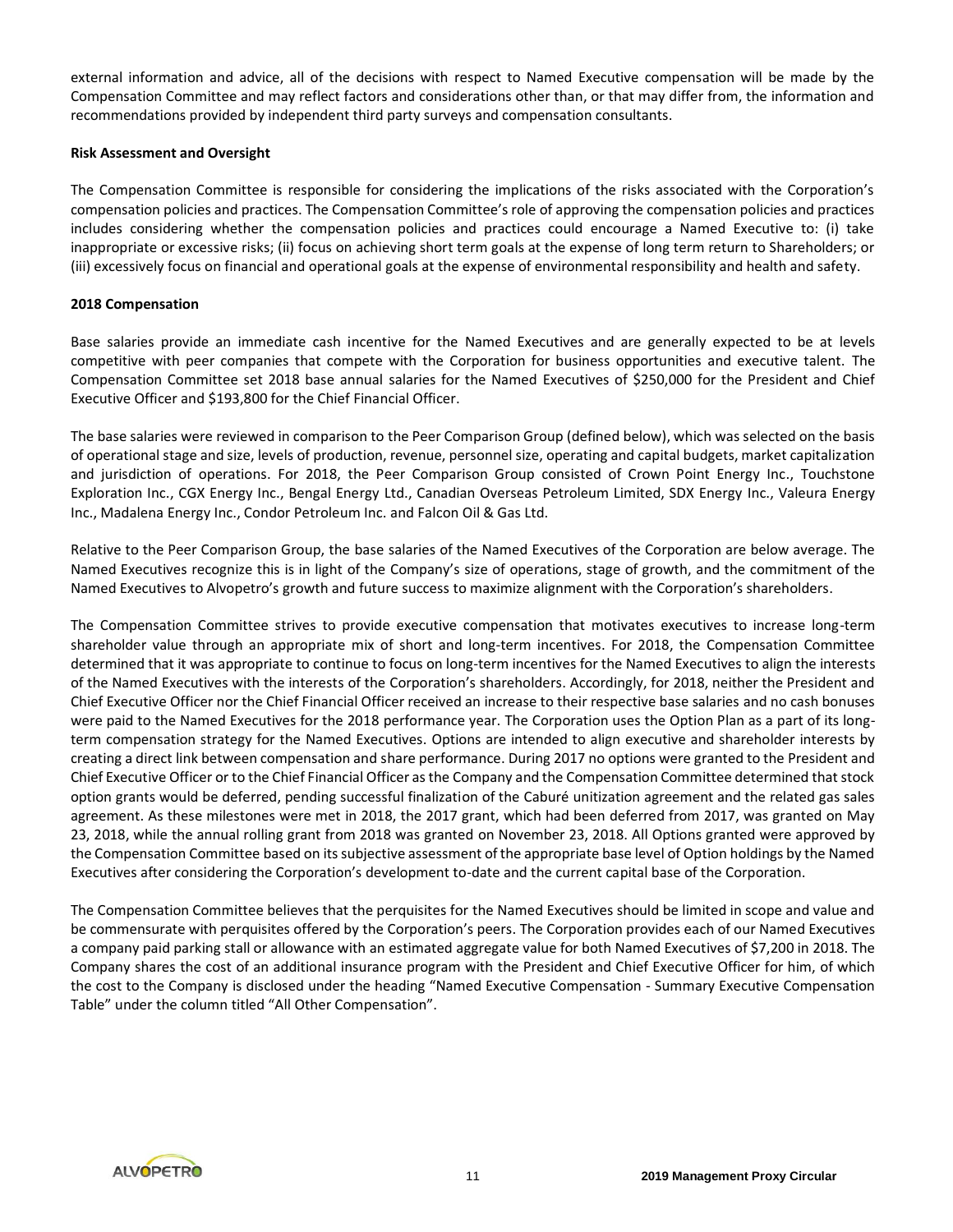external information and advice, all of the decisions with respect to Named Executive compensation will be made by the Compensation Committee and may reflect factors and considerations other than, or that may differ from, the information and recommendations provided by independent third party surveys and compensation consultants.

**Risk Assessment and Oversight**

The Compensation Committee is responsible for considering the implications of the risks associated with the Corporation's compensation policies and practices. The Compensation Committee's role of approving the compensation policies and practices includes considering whether the compensation policies and practices could encourage a Named Executive to: (i) take inappropriate or excessive risks; (ii) focus on achieving short term goals at the expense of long term return to Shareholders; or (iii) excessively focus on financial and operational goals at the expense of environmental responsibility and health and safety.

**2018 Compensation**

Base salaries provide an immediate cash incentive for the Named Executives and are generally expected to be at levels competitive with peer companies that compete with the Corporation for business opportunities and executive talent. The Compensation Committee set 2018 base annual salaries for the Named Executives of $250,000 for the President and Chief Executive Officer and $193,800 for the Chief Financial Officer.

The base salaries were reviewed in comparison to the Peer Comparison Group (defined below), which was selected on the basis of operational stage and size, levels of production, revenue, personnel size, operating and capital budgets, market capitalization and jurisdiction of operations. For 2018, the Peer Comparison Group consisted of Crown Point Energy Inc., Touchstone Exploration Inc., CGX Energy Inc., Bengal Energy Ltd., Canadian Overseas Petroleum Limited, SDX Energy Inc., Valeura Energy Inc., Madalena Energy Inc., Condor Petroleum Inc. and Falcon Oil & Gas Ltd.

Relative to the Peer Comparison Group, the base salaries of the Named Executives of the Corporation are below average. The Named Executives recognize this is in light of the Company's size of operations, stage of growth, and the commitment of the Named Executives to Alvopetro's growth and future success to maximize alignment with the Corporation's shareholders.

The Compensation Committee strives to provide executive compensation that motivates executives to increase long-term shareholder value through an appropriate mix of short and long-term incentives. For 2018, the Compensation Committee determined that it was appropriate to continue to focus on long-term incentives for the Named Executives to align the interests of the Named Executives with the interests of the Corporation's shareholders. Accordingly, for 2018, neither the President and Chief Executive Officer nor the Chief Financial Officer received an increase to their respective base salaries and no cash bonuses were paid to the Named Executives for the 2018 performance year. The Corporation uses the Option Plan as a part of its long-term compensation strategy for the Named Executives. Options are intended to align executive and shareholder interests by creating a direct link between compensation and share performance. During 2017 no options were granted to the President and Chief Executive Officer or to the Chief Financial Officer as the Company and the Compensation Committee determined that stock option grants would be deferred, pending successful finalization of the Caburé unitization agreement and the related gas sales agreement. As these milestones were met in 2018, the 2017 grant, which had been deferred from 2017, was granted on May 23, 2018, while the annual rolling grant from 2018 was granted on November 23, 2018. All Options granted were approved by the Compensation Committee based on its subjective assessment of the appropriate base level of Option holdings by the Named Executives after considering the Corporation's development to-date and the current capital base of the Corporation.

The Compensation Committee believes that the perquisites for the Named Executives should be limited in scope and value and be commensurate with perquisites offered by the Corporation's peers. The Corporation provides each of our Named Executives a company paid parking stall or allowance with an estimated aggregate value for both Named Executives of $7,200 in 2018. The Company shares the cost of an additional insurance program with the President and Chief Executive Officer for him, of which the cost to the Company is disclosed under the heading "Named Executive Compensation - Summary Executive Compensation Table" under the column titled "All Other Compensation".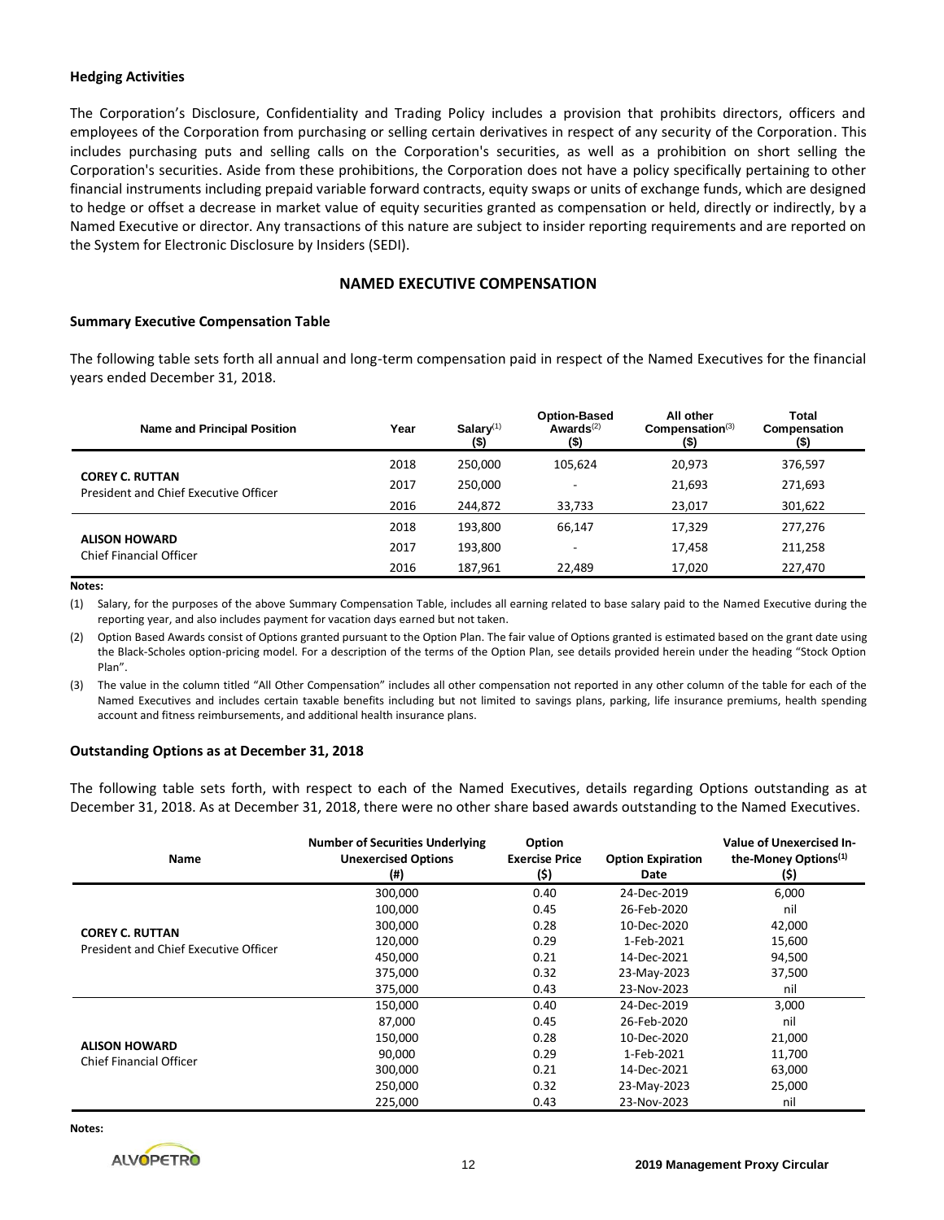**Hedging Activities**

The Corporation's Disclosure, Confidentiality and Trading Policy includes a provision that prohibits directors, officers and employees of the Corporation from purchasing or selling certain derivatives in respect of any security of the Corporation. This includes purchasing puts and selling calls on the Corporation's securities, as well as a prohibition on short selling the Corporation's securities. Aside from these prohibitions, the Corporation does not have a policy specifically pertaining to other financial instruments including prepaid variable forward contracts, equity swaps or units of exchange funds, which are designed to hedge or offset a decrease in market value of equity securities granted as compensation or held, directly or indirectly, by a Named Executive or director. Any transactions of this nature are subject to insider reporting requirements and are reported on the System for Electronic Disclosure by Insiders (SEDI).

## NAMED EXECUTIVE COMPENSATION

**Summary Executive Compensation Table**

The following table sets forth all annual and long-term compensation paid in respect of the Named Executives for the financial years ended December 31, 2018.

| Name and Principal Position | Year | Salary[(1)] ($) | Option-Based Awards[(2)] ($) | All other Compensation[(3)] ($) | Total Compensation ($) |
|---|---|---|---|---|---|
| **COREY C. RUTTAN** President and Chief Executive Officer | 2018 | 250,000 | 105,624 | 20,973 | 376,597 |
| | 2017 | 250,000 | - | 21,693 | 271,693 |
| | 2016 | 244,872 | 33,733 | 23,017 | 301,622 |
| **ALISON HOWARD** Chief Financial Officer | 2018 | 193,800 | 66,147 | 17,329 | 277,276 |
| | 2017 | 193,800 | - | 17,458 | 211,258 |
| | 2016 | 187,961 | 22,489 | 17,020 | 227,470 |

**Notes:**

(1) Salary, for the purposes of the above Summary Compensation Table, includes all earning related to base salary paid to the Named Executive during the reporting year, and also includes payment for vacation days earned but not taken.

(2) Option Based Awards consist of Options granted pursuant to the Option Plan. The fair value of Options granted is estimated based on the grant date using the Black-Scholes option-pricing model. For a description of the terms of the Option Plan, see details provided herein under the heading "Stock Option Plan".

(3) The value in the column titled "All Other Compensation" includes all other compensation not reported in any other column of the table for each of the Named Executives and includes certain taxable benefits including but not limited to savings plans, parking, life insurance premiums, health spending account and fitness reimbursements, and additional health insurance plans.

**Outstanding Options as at December 31, 2018**

The following table sets forth, with respect to each of the Named Executives, details regarding Options outstanding as at December 31, 2018. As at December 31, 2018, there were no other share based awards outstanding to the Named Executives.

| Name | Number of Securities Underlying Unexercised Options (#) | Option Exercise Price ($) | Option Expiration Date | Value of Unexercised In-the-Money Options[(1)] ($) |
|---|---|---|---|---|
| **COREY C. RUTTAN** President and Chief Executive Officer | 300,000 | 0.40 | 24-Dec-2019 | 6,000 |
| | 100,000 | 0.45 | 26-Feb-2020 | nil |
| | 300,000 | 0.28 | 10-Dec-2020 | 42,000 |
| | 120,000 | 0.29 | 1-Feb-2021 | 15,600 |
| | 450,000 | 0.21 | 14-Dec-2021 | 94,500 |
| | 375,000 | 0.32 | 23-May-2023 | 37,500 |
| | 375,000 | 0.43 | 23-Nov-2023 | nil |
| **ALISON HOWARD** Chief Financial Officer | 150,000 | 0.40 | 24-Dec-2019 | 3,000 |
| | 87,000 | 0.45 | 26-Feb-2020 | nil |
| | 150,000 | 0.28 | 10-Dec-2020 | 21,000 |
| | 90,000 | 0.29 | 1-Feb-2021 | 11,700 |
| | 300,000 | 0.21 | 14-Dec-2021 | 63,000 |
| | 250,000 | 0.32 | 23-May-2023 | 25,000 |
| | 225,000 | 0.43 | 23-Nov-2023 | nil |

**Notes:**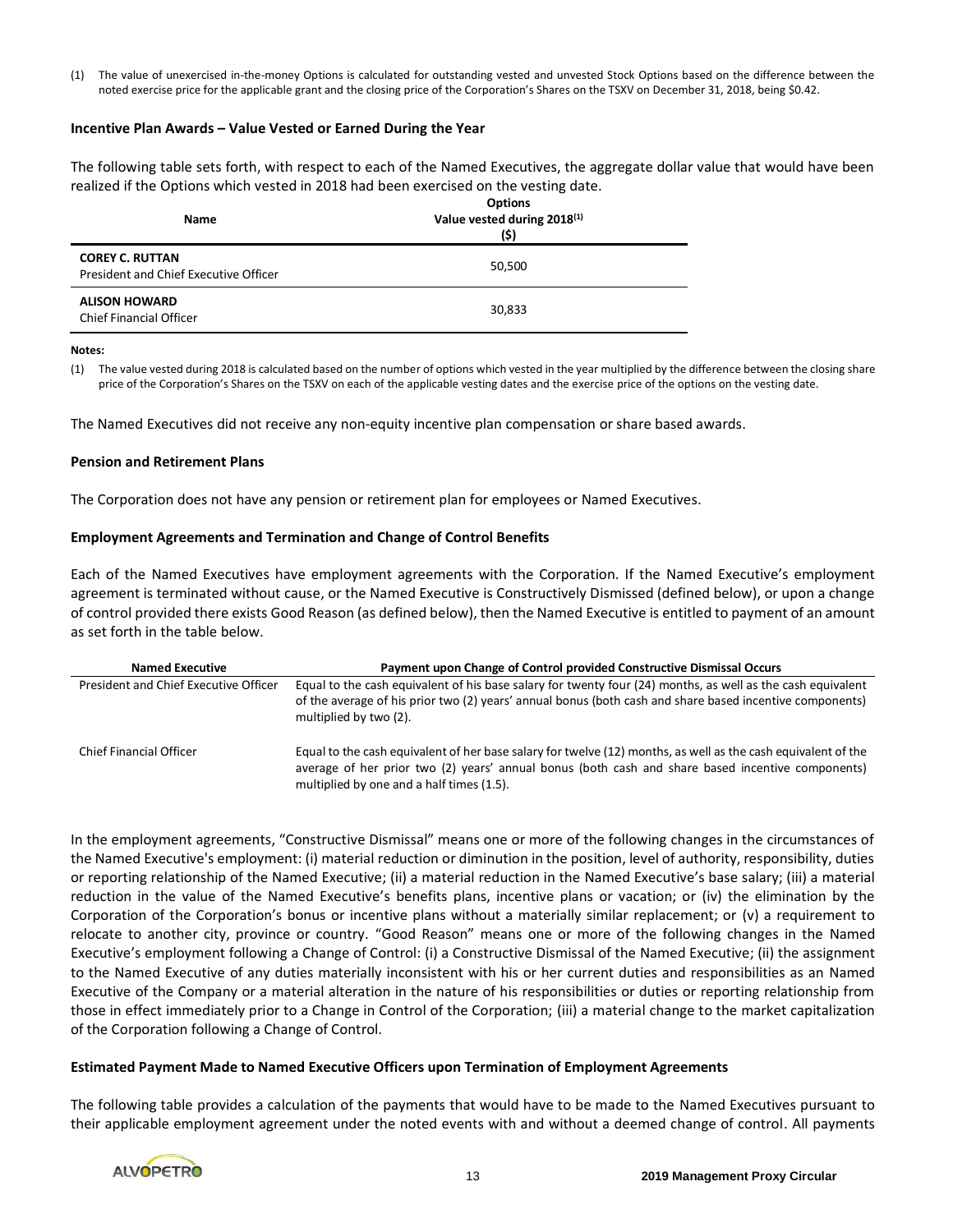(1) The value of unexercised in-the-money Options is calculated for outstanding vested and unvested Stock Options based on the difference between the noted exercise price for the applicable grant and the closing price of the Corporation's Shares on the TSXV on December 31, 2018, being $0.42.

### Incentive Plan Awards – Value Vested or Earned During the Year

The following table sets forth, with respect to each of the Named Executives, the aggregate dollar value that would have been realized if the Options which vested in 2018 had been exercised on the vesting date.

| Name | Options Value vested during 2018[(1)] ($) |
|---|---|
| **COREY C. RUTTAN** President and Chief Executive Officer | 50,500 |
| **ALISON HOWARD** Chief Financial Officer | 30,833 |

**Notes:**

(1) The value vested during 2018 is calculated based on the number of options which vested in the year multiplied by the difference between the closing share price of the Corporation's Shares on the TSXV on each of the applicable vesting dates and the exercise price of the options on the vesting date.

The Named Executives did not receive any non-equity incentive plan compensation or share based awards.

### Pension and Retirement Plans

The Corporation does not have any pension or retirement plan for employees or Named Executives.

### Employment Agreements and Termination and Change of Control Benefits

Each of the Named Executives have employment agreements with the Corporation. If the Named Executive's employment agreement is terminated without cause, or the Named Executive is Constructively Dismissed (defined below), or upon a change of control provided there exists Good Reason (as defined below), then the Named Executive is entitled to payment of an amount as set forth in the table below.

| Named Executive | Payment upon Change of Control provided Constructive Dismissal Occurs |
|---|---|
| President and Chief Executive Officer | Equal to the cash equivalent of his base salary for twenty four (24) months, as well as the cash equivalent of the average of his prior two (2) years' annual bonus (both cash and share based incentive components) multiplied by two (2). |
| Chief Financial Officer | Equal to the cash equivalent of her base salary for twelve (12) months, as well as the cash equivalent of the average of her prior two (2) years' annual bonus (both cash and share based incentive components) multiplied by one and a half times (1.5). |

In the employment agreements, "Constructive Dismissal" means one or more of the following changes in the circumstances of the Named Executive's employment: (i) material reduction or diminution in the position, level of authority, responsibility, duties or reporting relationship of the Named Executive; (ii) a material reduction in the Named Executive's base salary; (iii) a material reduction in the value of the Named Executive's benefits plans, incentive plans or vacation; or (iv) the elimination by the Corporation of the Corporation's bonus or incentive plans without a materially similar replacement; or (v) a requirement to relocate to another city, province or country. "Good Reason" means one or more of the following changes in the Named Executive's employment following a Change of Control: (i) a Constructive Dismissal of the Named Executive; (ii) the assignment to the Named Executive of any duties materially inconsistent with his or her current duties and responsibilities as an Named Executive of the Company or a material alteration in the nature of his responsibilities or duties or reporting relationship from those in effect immediately prior to a Change in Control of the Corporation; (iii) a material change to the market capitalization of the Corporation following a Change of Control.

### Estimated Payment Made to Named Executive Officers upon Termination of Employment Agreements

The following table provides a calculation of the payments that would have to be made to the Named Executives pursuant to their applicable employment agreement under the noted events with and without a deemed change of control. All payments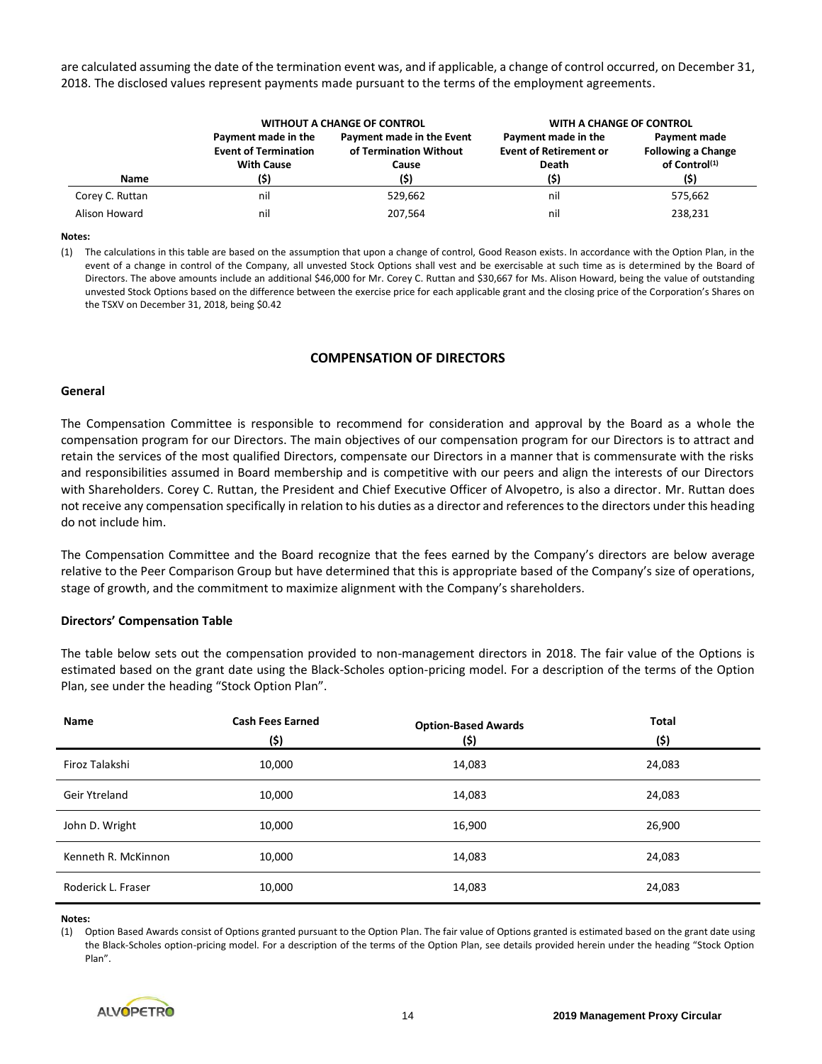are calculated assuming the date of the termination event was, and if applicable, a change of control occurred, on December 31, 2018. The disclosed values represent payments made pursuant to the terms of the employment agreements.

| | WITHOUT A CHANGE OF CONTROL | | WITH A CHANGE OF CONTROL | |
|---|---|---|---|---|
| **Name** | **Payment made in the Event of Termination With Cause ($)** | **Payment made in the Event of Termination Without Cause ($)** | **Payment made in the Event of Retirement or Death ($)** | **Payment made Following a Change of Control[(1)] ($)** |
| Corey C. Ruttan | nil | 529,662 | nil | 575,662 |
| Alison Howard | nil | 207,564 | nil | 238,231 |

**Notes:**

(1) The calculations in this table are based on the assumption that upon a change of control, Good Reason exists. In accordance with the Option Plan, in the event of a change in control of the Company, all unvested Stock Options shall vest and be exercisable at such time as is determined by the Board of Directors. The above amounts include an additional $46,000 for Mr. Corey C. Ruttan and $30,667 for Ms. Alison Howard, being the value of outstanding unvested Stock Options based on the difference between the exercise price for each applicable grant and the closing price of the Corporation's Shares on the TSXV on December 31, 2018, being $0.42

## COMPENSATION OF DIRECTORS

### General

The Compensation Committee is responsible to recommend for consideration and approval by the Board as a whole the compensation program for our Directors. The main objectives of our compensation program for our Directors is to attract and retain the services of the most qualified Directors, compensate our Directors in a manner that is commensurate with the risks and responsibilities assumed in Board membership and is competitive with our peers and align the interests of our Directors with Shareholders. Corey C. Ruttan, the President and Chief Executive Officer of Alvopetro, is also a director. Mr. Ruttan does not receive any compensation specifically in relation to his duties as a director and references to the directors under this heading do not include him.

The Compensation Committee and the Board recognize that the fees earned by the Company's directors are below average relative to the Peer Comparison Group but have determined that this is appropriate based of the Company's size of operations, stage of growth, and the commitment to maximize alignment with the Company's shareholders.

### Directors' Compensation Table

The table below sets out the compensation provided to non-management directors in 2018. The fair value of the Options is estimated based on the grant date using the Black-Scholes option-pricing model. For a description of the terms of the Option Plan, see under the heading "Stock Option Plan".

| Name | Cash Fees Earned ($) | Option-Based Awards ($) | Total ($) |
|---|---|---|---|
| Firoz Talakshi | 10,000 | 14,083 | 24,083 |
| Geir Ytreland | 10,000 | 14,083 | 24,083 |
| John D. Wright | 10,000 | 16,900 | 26,900 |
| Kenneth R. McKinnon | 10,000 | 14,083 | 24,083 |
| Roderick L. Fraser | 10,000 | 14,083 | 24,083 |

**Notes:**

(1) Option Based Awards consist of Options granted pursuant to the Option Plan. The fair value of Options granted is estimated based on the grant date using the Black-Scholes option-pricing model. For a description of the terms of the Option Plan, see details provided herein under the heading "Stock Option Plan".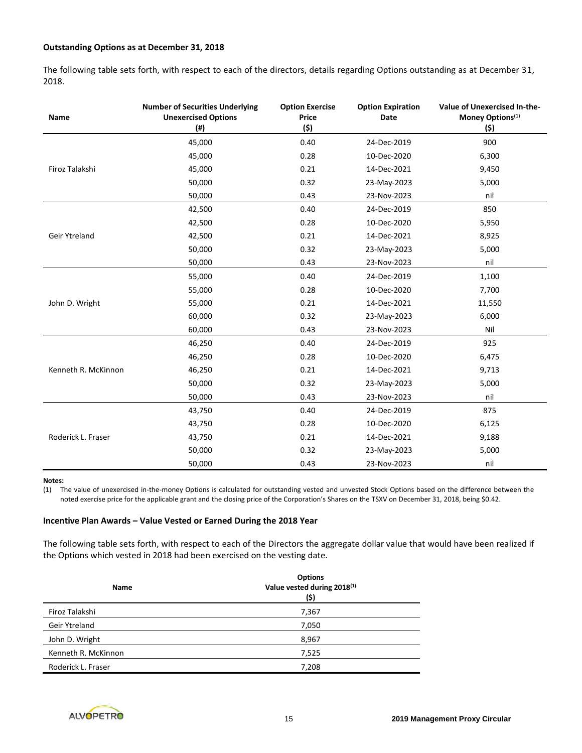**Outstanding Options as at December 31, 2018**

The following table sets forth, with respect to each of the directors, details regarding Options outstanding as at December 31, 2018.

| Name | Number of Securities Underlying Unexercised Options (#) | Option Exercise Price ($) | Option Expiration Date | Value of Unexercised In-the-Money Options[(1)] ($) |
|---|---|---|---|---|
| Firoz Talakshi | 45,000 | 0.40 | 24-Dec-2019 | 900 |
| | 45,000 | 0.28 | 10-Dec-2020 | 6,300 |
| | 45,000 | 0.21 | 14-Dec-2021 | 9,450 |
| | 50,000 | 0.32 | 23-May-2023 | 5,000 |
| | 50,000 | 0.43 | 23-Nov-2023 | nil |
| Geir Ytreland | 42,500 | 0.40 | 24-Dec-2019 | 850 |
| | 42,500 | 0.28 | 10-Dec-2020 | 5,950 |
| | 42,500 | 0.21 | 14-Dec-2021 | 8,925 |
| | 50,000 | 0.32 | 23-May-2023 | 5,000 |
| | 50,000 | 0.43 | 23-Nov-2023 | nil |
| John D. Wright | 55,000 | 0.40 | 24-Dec-2019 | 1,100 |
| | 55,000 | 0.28 | 10-Dec-2020 | 7,700 |
| | 55,000 | 0.21 | 14-Dec-2021 | 11,550 |
| | 60,000 | 0.32 | 23-May-2023 | 6,000 |
| | 60,000 | 0.43 | 23-Nov-2023 | Nil |
| Kenneth R. McKinnon | 46,250 | 0.40 | 24-Dec-2019 | 925 |
| | 46,250 | 0.28 | 10-Dec-2020 | 6,475 |
| | 46,250 | 0.21 | 14-Dec-2021 | 9,713 |
| | 50,000 | 0.32 | 23-May-2023 | 5,000 |
| | 50,000 | 0.43 | 23-Nov-2023 | nil |
| Roderick L. Fraser | 43,750 | 0.40 | 24-Dec-2019 | 875 |
| | 43,750 | 0.28 | 10-Dec-2020 | 6,125 |
| | 43,750 | 0.21 | 14-Dec-2021 | 9,188 |
| | 50,000 | 0.32 | 23-May-2023 | 5,000 |
| | 50,000 | 0.43 | 23-Nov-2023 | nil |

**Notes:**

(1) The value of unexercised in-the-money Options is calculated for outstanding vested and unvested Stock Options based on the difference between the noted exercise price for the applicable grant and the closing price of the Corporation's Shares on the TSXV on December 31, 2018, being $0.42.

**Incentive Plan Awards – Value Vested or Earned During the 2018 Year**

The following table sets forth, with respect to each of the Directors the aggregate dollar value that would have been realized if the Options which vested in 2018 had been exercised on the vesting date.

| Name | Options Value vested during 2018[(1)] ($) |
|---|---|
| Firoz Talakshi | 7,367 |
| Geir Ytreland | 7,050 |
| John D. Wright | 8,967 |
| Kenneth R. McKinnon | 7,525 |
| Roderick L. Fraser | 7,208 |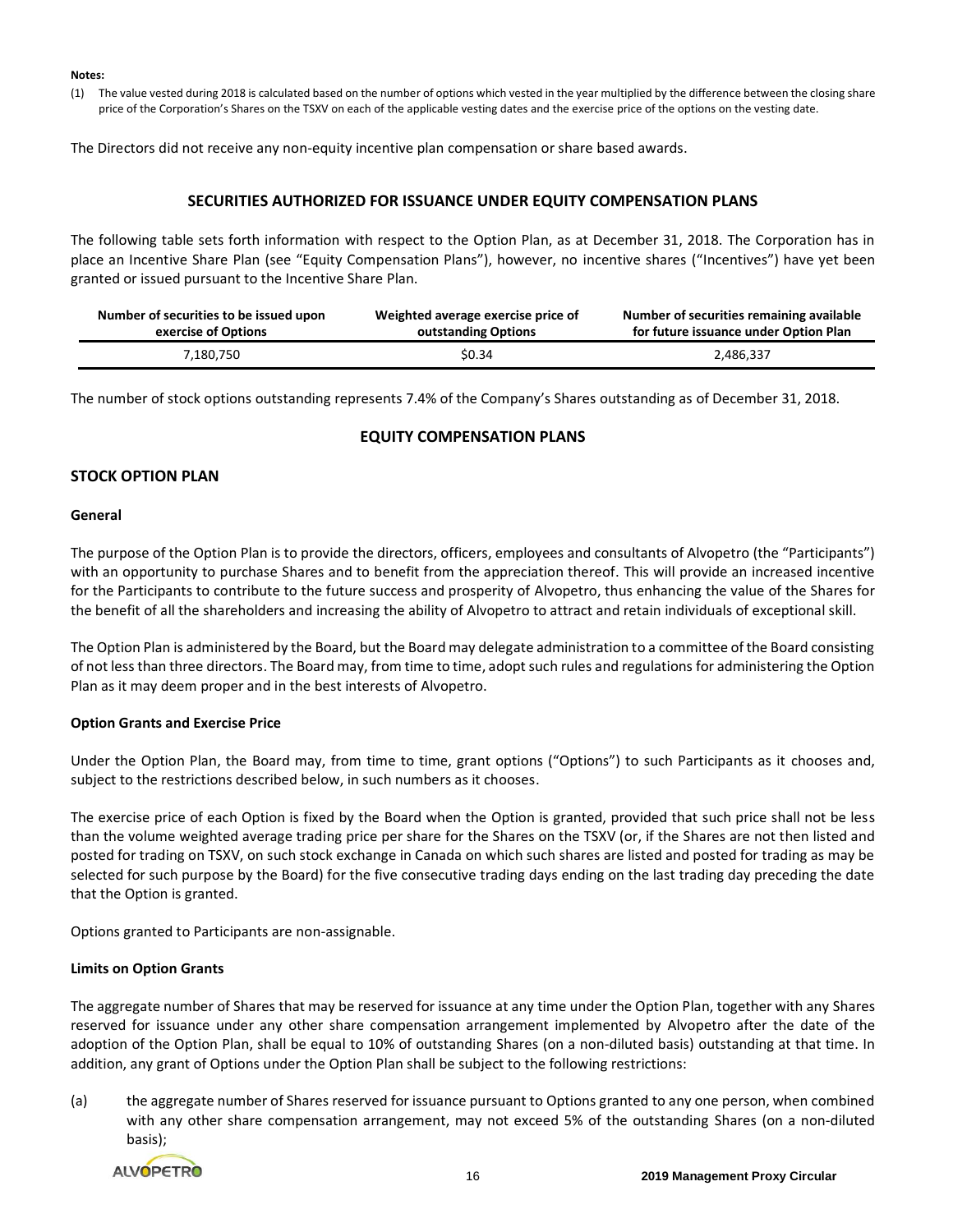**Notes:**

(1) The value vested during 2018 is calculated based on the number of options which vested in the year multiplied by the difference between the closing share price of the Corporation's Shares on the TSXV on each of the applicable vesting dates and the exercise price of the options on the vesting date.

The Directors did not receive any non-equity incentive plan compensation or share based awards.

## SECURITIES AUTHORIZED FOR ISSUANCE UNDER EQUITY COMPENSATION PLANS

The following table sets forth information with respect to the Option Plan, as at December 31, 2018. The Corporation has in place an Incentive Share Plan (see "Equity Compensation Plans"), however, no incentive shares ("Incentives") have yet been granted or issued pursuant to the Incentive Share Plan.

| Number of securities to be issued upon exercise of Options | Weighted average exercise price of outstanding Options | Number of securities remaining available for future issuance under Option Plan |
|---|---|---|
| 7,180,750 | $0.34 | 2,486,337 |

The number of stock options outstanding represents 7.4% of the Company's Shares outstanding as of December 31, 2018.

## EQUITY COMPENSATION PLANS

### STOCK OPTION PLAN

**General**

The purpose of the Option Plan is to provide the directors, officers, employees and consultants of Alvopetro (the "Participants") with an opportunity to purchase Shares and to benefit from the appreciation thereof. This will provide an increased incentive for the Participants to contribute to the future success and prosperity of Alvopetro, thus enhancing the value of the Shares for the benefit of all the shareholders and increasing the ability of Alvopetro to attract and retain individuals of exceptional skill.

The Option Plan is administered by the Board, but the Board may delegate administration to a committee of the Board consisting of not less than three directors. The Board may, from time to time, adopt such rules and regulations for administering the Option Plan as it may deem proper and in the best interests of Alvopetro.

**Option Grants and Exercise Price**

Under the Option Plan, the Board may, from time to time, grant options ("Options") to such Participants as it chooses and, subject to the restrictions described below, in such numbers as it chooses.

The exercise price of each Option is fixed by the Board when the Option is granted, provided that such price shall not be less than the volume weighted average trading price per share for the Shares on the TSXV (or, if the Shares are not then listed and posted for trading on TSXV, on such stock exchange in Canada on which such shares are listed and posted for trading as may be selected for such purpose by the Board) for the five consecutive trading days ending on the last trading day preceding the date that the Option is granted.

Options granted to Participants are non-assignable.

**Limits on Option Grants**

The aggregate number of Shares that may be reserved for issuance at any time under the Option Plan, together with any Shares reserved for issuance under any other share compensation arrangement implemented by Alvopetro after the date of the adoption of the Option Plan, shall be equal to 10% of outstanding Shares (on a non-diluted basis) outstanding at that time. In addition, any grant of Options under the Option Plan shall be subject to the following restrictions:

(a) the aggregate number of Shares reserved for issuance pursuant to Options granted to any one person, when combined with any other share compensation arrangement, may not exceed 5% of the outstanding Shares (on a non-diluted basis);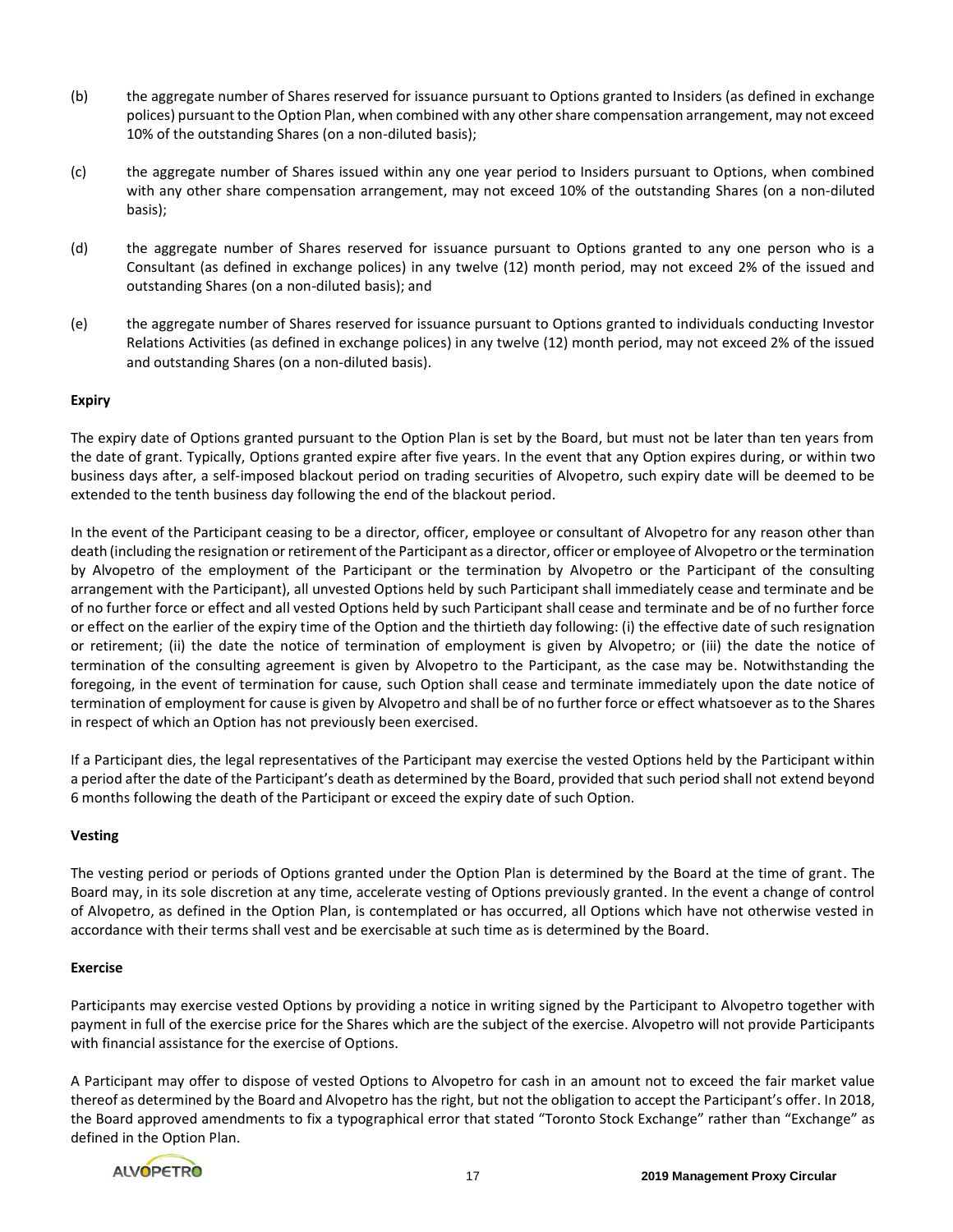(b) the aggregate number of Shares reserved for issuance pursuant to Options granted to Insiders (as defined in exchange polices) pursuant to the Option Plan, when combined with any other share compensation arrangement, may not exceed 10% of the outstanding Shares (on a non-diluted basis);

(c) the aggregate number of Shares issued within any one year period to Insiders pursuant to Options, when combined with any other share compensation arrangement, may not exceed 10% of the outstanding Shares (on a non-diluted basis);

(d) the aggregate number of Shares reserved for issuance pursuant to Options granted to any one person who is a Consultant (as defined in exchange polices) in any twelve (12) month period, may not exceed 2% of the issued and outstanding Shares (on a non-diluted basis); and

(e) the aggregate number of Shares reserved for issuance pursuant to Options granted to individuals conducting Investor Relations Activities (as defined in exchange polices) in any twelve (12) month period, may not exceed 2% of the issued and outstanding Shares (on a non-diluted basis).

**Expiry**

The expiry date of Options granted pursuant to the Option Plan is set by the Board, but must not be later than ten years from the date of grant. Typically, Options granted expire after five years. In the event that any Option expires during, or within two business days after, a self-imposed blackout period on trading securities of Alvopetro, such expiry date will be deemed to be extended to the tenth business day following the end of the blackout period.

In the event of the Participant ceasing to be a director, officer, employee or consultant of Alvopetro for any reason other than death (including the resignation or retirement of the Participant as a director, officer or employee of Alvopetro or the termination by Alvopetro of the employment of the Participant or the termination by Alvopetro or the Participant of the consulting arrangement with the Participant), all unvested Options held by such Participant shall immediately cease and terminate and be of no further force or effect and all vested Options held by such Participant shall cease and terminate and be of no further force or effect on the earlier of the expiry time of the Option and the thirtieth day following: (i) the effective date of such resignation or retirement; (ii) the date the notice of termination of employment is given by Alvopetro; or (iii) the date the notice of termination of the consulting agreement is given by Alvopetro to the Participant, as the case may be. Notwithstanding the foregoing, in the event of termination for cause, such Option shall cease and terminate immediately upon the date notice of termination of employment for cause is given by Alvopetro and shall be of no further force or effect whatsoever as to the Shares in respect of which an Option has not previously been exercised.

If a Participant dies, the legal representatives of the Participant may exercise the vested Options held by the Participant within a period after the date of the Participant's death as determined by the Board, provided that such period shall not extend beyond 6 months following the death of the Participant or exceed the expiry date of such Option.

**Vesting**

The vesting period or periods of Options granted under the Option Plan is determined by the Board at the time of grant. The Board may, in its sole discretion at any time, accelerate vesting of Options previously granted. In the event a change of control of Alvopetro, as defined in the Option Plan, is contemplated or has occurred, all Options which have not otherwise vested in accordance with their terms shall vest and be exercisable at such time as is determined by the Board.

**Exercise**

Participants may exercise vested Options by providing a notice in writing signed by the Participant to Alvopetro together with payment in full of the exercise price for the Shares which are the subject of the exercise. Alvopetro will not provide Participants with financial assistance for the exercise of Options.

A Participant may offer to dispose of vested Options to Alvopetro for cash in an amount not to exceed the fair market value thereof as determined by the Board and Alvopetro has the right, but not the obligation to accept the Participant's offer. In 2018, the Board approved amendments to fix a typographical error that stated "Toronto Stock Exchange" rather than "Exchange" as defined in the Option Plan.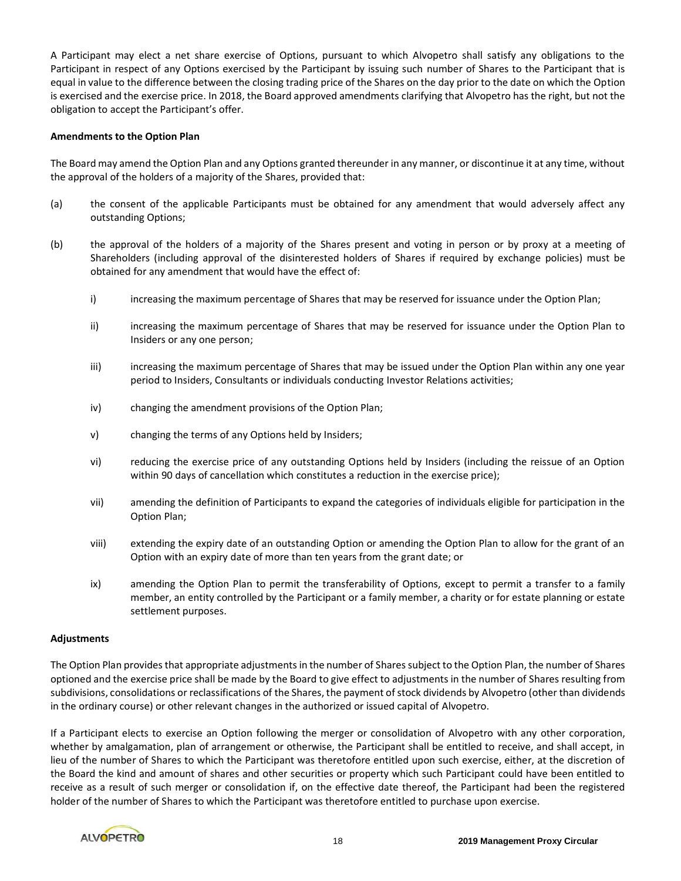A Participant may elect a net share exercise of Options, pursuant to which Alvopetro shall satisfy any obligations to the Participant in respect of any Options exercised by the Participant by issuing such number of Shares to the Participant that is equal in value to the difference between the closing trading price of the Shares on the day prior to the date on which the Option is exercised and the exercise price. In 2018, the Board approved amendments clarifying that Alvopetro has the right, but not the obligation to accept the Participant's offer.

**Amendments to the Option Plan**

The Board may amend the Option Plan and any Options granted thereunder in any manner, or discontinue it at any time, without the approval of the holders of a majority of the Shares, provided that:

(a) the consent of the applicable Participants must be obtained for any amendment that would adversely affect any outstanding Options;

(b) the approval of the holders of a majority of the Shares present and voting in person or by proxy at a meeting of Shareholders (including approval of the disinterested holders of Shares if required by exchange policies) must be obtained for any amendment that would have the effect of:

  i) increasing the maximum percentage of Shares that may be reserved for issuance under the Option Plan;

  ii) increasing the maximum percentage of Shares that may be reserved for issuance under the Option Plan to Insiders or any one person;

  iii) increasing the maximum percentage of Shares that may be issued under the Option Plan within any one year period to Insiders, Consultants or individuals conducting Investor Relations activities;

  iv) changing the amendment provisions of the Option Plan;

  v) changing the terms of any Options held by Insiders;

  vi) reducing the exercise price of any outstanding Options held by Insiders (including the reissue of an Option within 90 days of cancellation which constitutes a reduction in the exercise price);

  vii) amending the definition of Participants to expand the categories of individuals eligible for participation in the Option Plan;

  viii) extending the expiry date of an outstanding Option or amending the Option Plan to allow for the grant of an Option with an expiry date of more than ten years from the grant date; or

  ix) amending the Option Plan to permit the transferability of Options, except to permit a transfer to a family member, an entity controlled by the Participant or a family member, a charity or for estate planning or estate settlement purposes.

**Adjustments**

The Option Plan provides that appropriate adjustments in the number of Shares subject to the Option Plan, the number of Shares optioned and the exercise price shall be made by the Board to give effect to adjustments in the number of Shares resulting from subdivisions, consolidations or reclassifications of the Shares, the payment of stock dividends by Alvopetro (other than dividends in the ordinary course) or other relevant changes in the authorized or issued capital of Alvopetro.

If a Participant elects to exercise an Option following the merger or consolidation of Alvopetro with any other corporation, whether by amalgamation, plan of arrangement or otherwise, the Participant shall be entitled to receive, and shall accept, in lieu of the number of Shares to which the Participant was theretofore entitled upon such exercise, either, at the discretion of the Board the kind and amount of shares and other securities or property which such Participant could have been entitled to receive as a result of such merger or consolidation if, on the effective date thereof, the Participant had been the registered holder of the number of Shares to which the Participant was theretofore entitled to purchase upon exercise.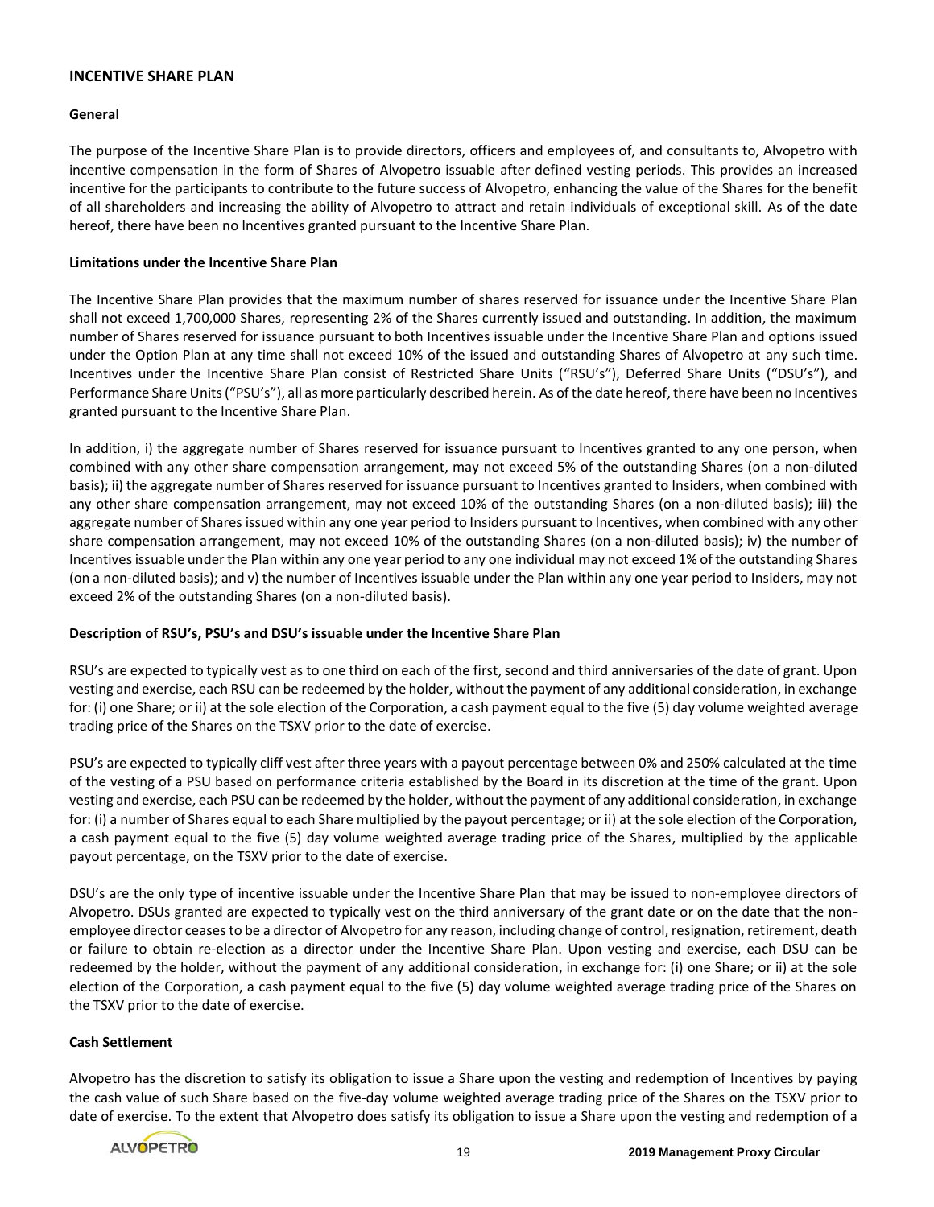## INCENTIVE SHARE PLAN

### General

The purpose of the Incentive Share Plan is to provide directors, officers and employees of, and consultants to, Alvopetro with incentive compensation in the form of Shares of Alvopetro issuable after defined vesting periods. This provides an increased incentive for the participants to contribute to the future success of Alvopetro, enhancing the value of the Shares for the benefit of all shareholders and increasing the ability of Alvopetro to attract and retain individuals of exceptional skill. As of the date hereof, there have been no Incentives granted pursuant to the Incentive Share Plan.

### Limitations under the Incentive Share Plan

The Incentive Share Plan provides that the maximum number of shares reserved for issuance under the Incentive Share Plan shall not exceed 1,700,000 Shares, representing 2% of the Shares currently issued and outstanding. In addition, the maximum number of Shares reserved for issuance pursuant to both Incentives issuable under the Incentive Share Plan and options issued under the Option Plan at any time shall not exceed 10% of the issued and outstanding Shares of Alvopetro at any such time. Incentives under the Incentive Share Plan consist of Restricted Share Units ("RSU's"), Deferred Share Units ("DSU's"), and Performance Share Units ("PSU's"), all as more particularly described herein. As of the date hereof, there have been no Incentives granted pursuant to the Incentive Share Plan.

In addition, i) the aggregate number of Shares reserved for issuance pursuant to Incentives granted to any one person, when combined with any other share compensation arrangement, may not exceed 5% of the outstanding Shares (on a non-diluted basis); ii) the aggregate number of Shares reserved for issuance pursuant to Incentives granted to Insiders, when combined with any other share compensation arrangement, may not exceed 10% of the outstanding Shares (on a non-diluted basis); iii) the aggregate number of Shares issued within any one year period to Insiders pursuant to Incentives, when combined with any other share compensation arrangement, may not exceed 10% of the outstanding Shares (on a non-diluted basis); iv) the number of Incentives issuable under the Plan within any one year period to any one individual may not exceed 1% of the outstanding Shares (on a non-diluted basis); and v) the number of Incentives issuable under the Plan within any one year period to Insiders, may not exceed 2% of the outstanding Shares (on a non-diluted basis).

### Description of RSU's, PSU's and DSU's issuable under the Incentive Share Plan

RSU's are expected to typically vest as to one third on each of the first, second and third anniversaries of the date of grant. Upon vesting and exercise, each RSU can be redeemed by the holder, without the payment of any additional consideration, in exchange for: (i) one Share; or ii) at the sole election of the Corporation, a cash payment equal to the five (5) day volume weighted average trading price of the Shares on the TSXV prior to the date of exercise.

PSU's are expected to typically cliff vest after three years with a payout percentage between 0% and 250% calculated at the time of the vesting of a PSU based on performance criteria established by the Board in its discretion at the time of the grant. Upon vesting and exercise, each PSU can be redeemed by the holder, without the payment of any additional consideration, in exchange for: (i) a number of Shares equal to each Share multiplied by the payout percentage; or ii) at the sole election of the Corporation, a cash payment equal to the five (5) day volume weighted average trading price of the Shares, multiplied by the applicable payout percentage, on the TSXV prior to the date of exercise.

DSU's are the only type of incentive issuable under the Incentive Share Plan that may be issued to non-employee directors of Alvopetro. DSUs granted are expected to typically vest on the third anniversary of the grant date or on the date that the non-employee director ceases to be a director of Alvopetro for any reason, including change of control, resignation, retirement, death or failure to obtain re-election as a director under the Incentive Share Plan. Upon vesting and exercise, each DSU can be redeemed by the holder, without the payment of any additional consideration, in exchange for: (i) one Share; or ii) at the sole election of the Corporation, a cash payment equal to the five (5) day volume weighted average trading price of the Shares on the TSXV prior to the date of exercise.

### Cash Settlement

Alvopetro has the discretion to satisfy its obligation to issue a Share upon the vesting and redemption of Incentives by paying the cash value of such Share based on the five-day volume weighted average trading price of the Shares on the TSXV prior to date of exercise. To the extent that Alvopetro does satisfy its obligation to issue a Share upon the vesting and redemption of a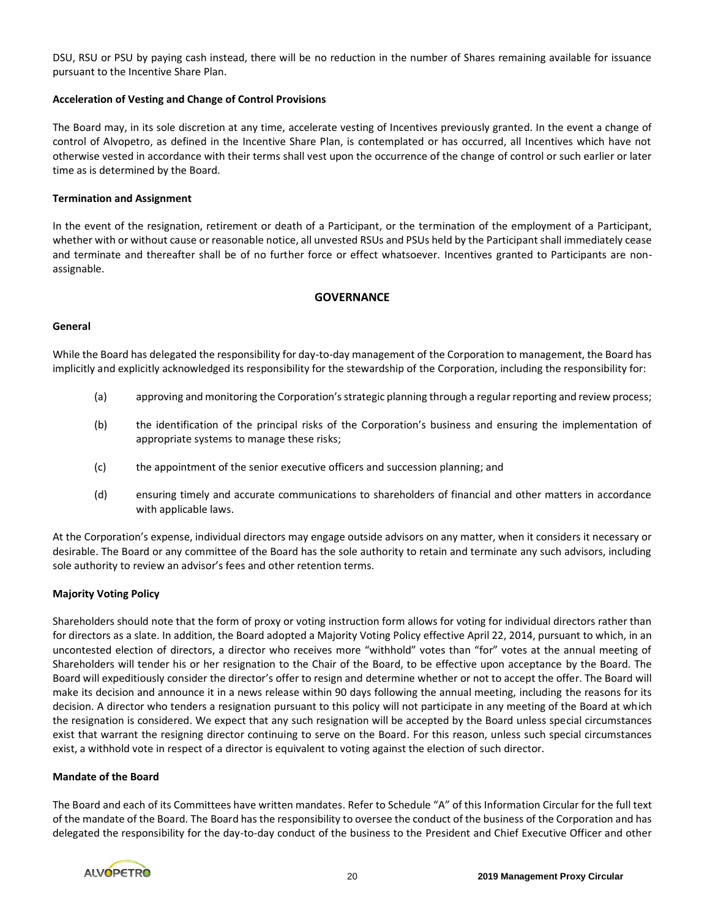DSU, RSU or PSU by paying cash instead, there will be no reduction in the number of Shares remaining available for issuance pursuant to the Incentive Share Plan.

**Acceleration of Vesting and Change of Control Provisions**

The Board may, in its sole discretion at any time, accelerate vesting of Incentives previously granted. In the event a change of control of Alvopetro, as defined in the Incentive Share Plan, is contemplated or has occurred, all Incentives which have not otherwise vested in accordance with their terms shall vest upon the occurrence of the change of control or such earlier or later time as is determined by the Board.

**Termination and Assignment**

In the event of the resignation, retirement or death of a Participant, or the termination of the employment of a Participant, whether with or without cause or reasonable notice, all unvested RSUs and PSUs held by the Participant shall immediately cease and terminate and thereafter shall be of no further force or effect whatsoever. Incentives granted to Participants are non-assignable.

## GOVERNANCE

**General**

While the Board has delegated the responsibility for day-to-day management of the Corporation to management, the Board has implicitly and explicitly acknowledged its responsibility for the stewardship of the Corporation, including the responsibility for:

(a) approving and monitoring the Corporation's strategic planning through a regular reporting and review process;

(b) the identification of the principal risks of the Corporation's business and ensuring the implementation of appropriate systems to manage these risks;

(c) the appointment of the senior executive officers and succession planning; and

(d) ensuring timely and accurate communications to shareholders of financial and other matters in accordance with applicable laws.

At the Corporation's expense, individual directors may engage outside advisors on any matter, when it considers it necessary or desirable. The Board or any committee of the Board has the sole authority to retain and terminate any such advisors, including sole authority to review an advisor's fees and other retention terms.

**Majority Voting Policy**

Shareholders should note that the form of proxy or voting instruction form allows for voting for individual directors rather than for directors as a slate. In addition, the Board adopted a Majority Voting Policy effective April 22, 2014, pursuant to which, in an uncontested election of directors, a director who receives more "withhold" votes than "for" votes at the annual meeting of Shareholders will tender his or her resignation to the Chair of the Board, to be effective upon acceptance by the Board. The Board will expeditiously consider the director's offer to resign and determine whether or not to accept the offer. The Board will make its decision and announce it in a news release within 90 days following the annual meeting, including the reasons for its decision. A director who tenders a resignation pursuant to this policy will not participate in any meeting of the Board at which the resignation is considered. We expect that any such resignation will be accepted by the Board unless special circumstances exist that warrant the resigning director continuing to serve on the Board. For this reason, unless such special circumstances exist, a withhold vote in respect of a director is equivalent to voting against the election of such director.

**Mandate of the Board**

The Board and each of its Committees have written mandates. Refer to Schedule "A" of this Information Circular for the full text of the mandate of the Board. The Board has the responsibility to oversee the conduct of the business of the Corporation and has delegated the responsibility for the day-to-day conduct of the business to the President and Chief Executive Officer and other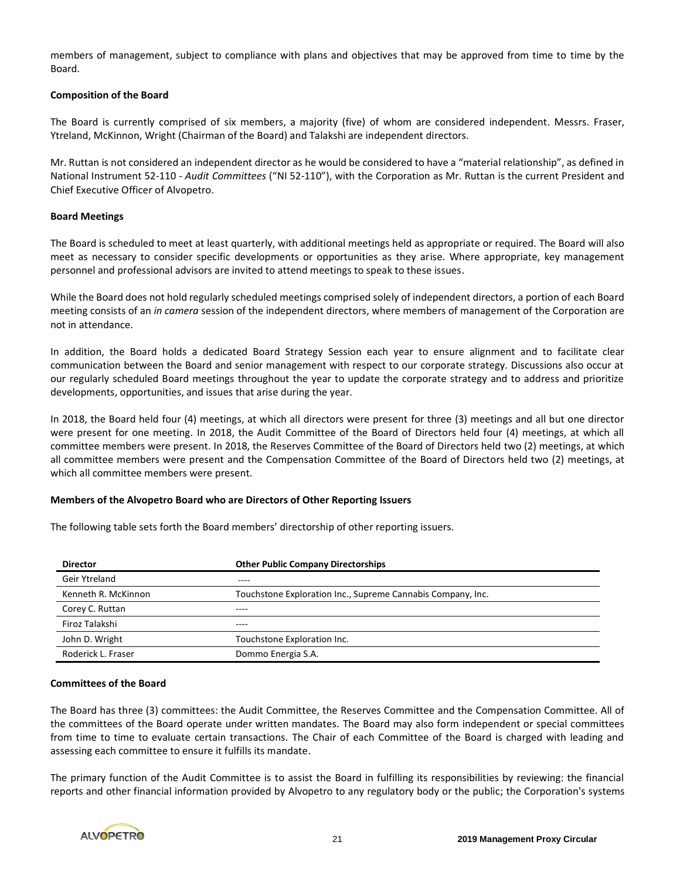members of management, subject to compliance with plans and objectives that may be approved from time to time by the Board.

**Composition of the Board**

The Board is currently comprised of six members, a majority (five) of whom are considered independent. Messrs. Fraser, Ytreland, McKinnon, Wright (Chairman of the Board) and Talakshi are independent directors.

Mr. Ruttan is not considered an independent director as he would be considered to have a "material relationship", as defined in National Instrument 52-110 - *Audit Committees* ("NI 52-110"), with the Corporation as Mr. Ruttan is the current President and Chief Executive Officer of Alvopetro.

**Board Meetings**

The Board is scheduled to meet at least quarterly, with additional meetings held as appropriate or required. The Board will also meet as necessary to consider specific developments or opportunities as they arise. Where appropriate, key management personnel and professional advisors are invited to attend meetings to speak to these issues.

While the Board does not hold regularly scheduled meetings comprised solely of independent directors, a portion of each Board meeting consists of an *in camera* session of the independent directors, where members of management of the Corporation are not in attendance.

In addition, the Board holds a dedicated Board Strategy Session each year to ensure alignment and to facilitate clear communication between the Board and senior management with respect to our corporate strategy. Discussions also occur at our regularly scheduled Board meetings throughout the year to update the corporate strategy and to address and prioritize developments, opportunities, and issues that arise during the year.

In 2018, the Board held four (4) meetings, at which all directors were present for three (3) meetings and all but one director were present for one meeting. In 2018, the Audit Committee of the Board of Directors held four (4) meetings, at which all committee members were present. In 2018, the Reserves Committee of the Board of Directors held two (2) meetings, at which all committee members were present and the Compensation Committee of the Board of Directors held two (2) meetings, at which all committee members were present.

**Members of the Alvopetro Board who are Directors of Other Reporting Issuers**

The following table sets forth the Board members' directorship of other reporting issuers.

| Director | Other Public Company Directorships |
|---|---|
| Geir Ytreland | ---- |
| Kenneth R. McKinnon | Touchstone Exploration Inc., Supreme Cannabis Company, Inc. |
| Corey C. Ruttan | ---- |
| Firoz Talakshi | ---- |
| John D. Wright | Touchstone Exploration Inc. |
| Roderick L. Fraser | Dommo Energia S.A. |

**Committees of the Board**

The Board has three (3) committees: the Audit Committee, the Reserves Committee and the Compensation Committee. All of the committees of the Board operate under written mandates. The Board may also form independent or special committees from time to time to evaluate certain transactions. The Chair of each Committee of the Board is charged with leading and assessing each committee to ensure it fulfills its mandate.

The primary function of the Audit Committee is to assist the Board in fulfilling its responsibilities by reviewing: the financial reports and other financial information provided by Alvopetro to any regulatory body or the public; the Corporation's systems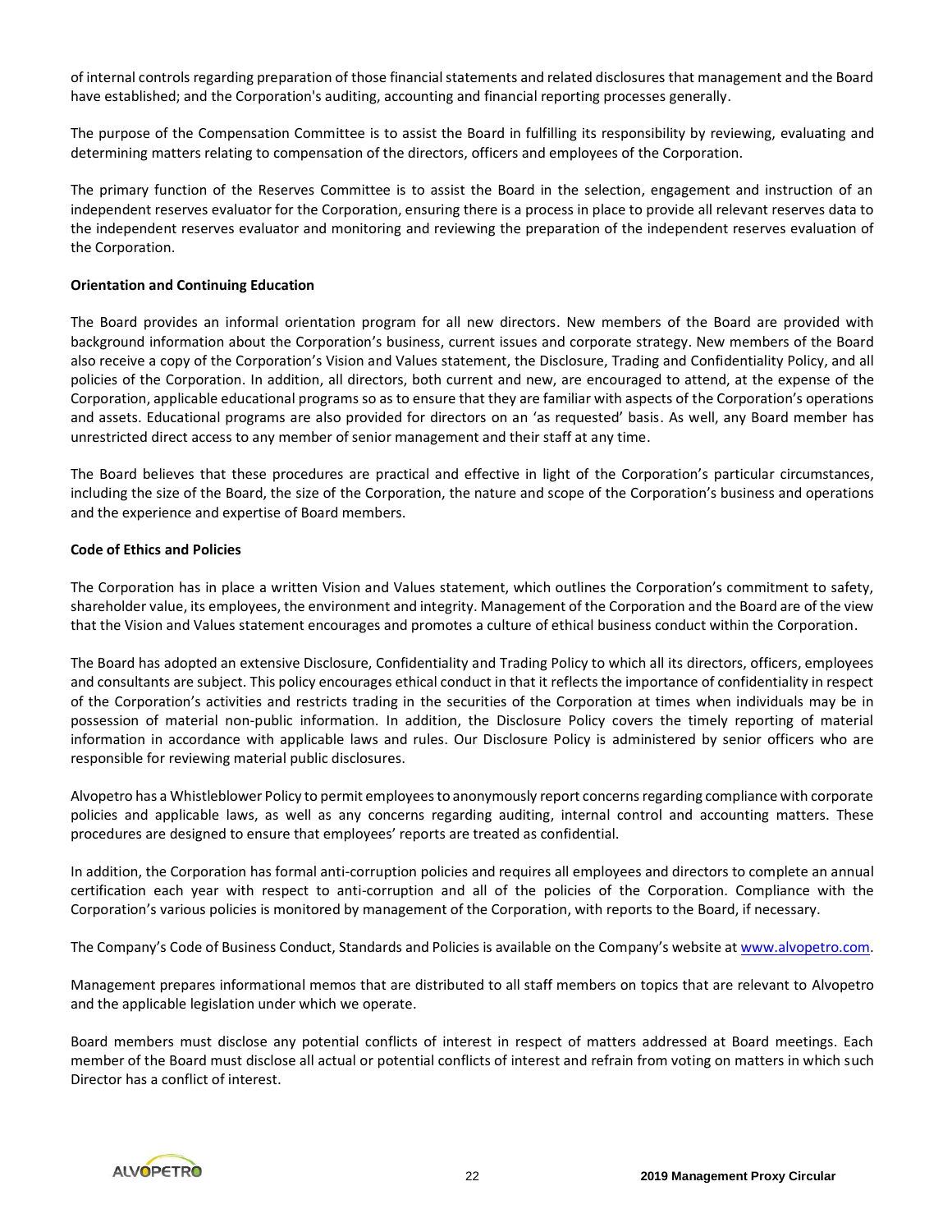of internal controls regarding preparation of those financial statements and related disclosures that management and the Board have established; and the Corporation's auditing, accounting and financial reporting processes generally.

The purpose of the Compensation Committee is to assist the Board in fulfilling its responsibility by reviewing, evaluating and determining matters relating to compensation of the directors, officers and employees of the Corporation.

The primary function of the Reserves Committee is to assist the Board in the selection, engagement and instruction of an independent reserves evaluator for the Corporation, ensuring there is a process in place to provide all relevant reserves data to the independent reserves evaluator and monitoring and reviewing the preparation of the independent reserves evaluation of the Corporation.

**Orientation and Continuing Education**

The Board provides an informal orientation program for all new directors. New members of the Board are provided with background information about the Corporation's business, current issues and corporate strategy. New members of the Board also receive a copy of the Corporation's Vision and Values statement, the Disclosure, Trading and Confidentiality Policy, and all policies of the Corporation. In addition, all directors, both current and new, are encouraged to attend, at the expense of the Corporation, applicable educational programs so as to ensure that they are familiar with aspects of the Corporation's operations and assets. Educational programs are also provided for directors on an 'as requested' basis. As well, any Board member has unrestricted direct access to any member of senior management and their staff at any time.

The Board believes that these procedures are practical and effective in light of the Corporation's particular circumstances, including the size of the Board, the size of the Corporation, the nature and scope of the Corporation's business and operations and the experience and expertise of Board members.

**Code of Ethics and Policies**

The Corporation has in place a written Vision and Values statement, which outlines the Corporation's commitment to safety, shareholder value, its employees, the environment and integrity. Management of the Corporation and the Board are of the view that the Vision and Values statement encourages and promotes a culture of ethical business conduct within the Corporation.

The Board has adopted an extensive Disclosure, Confidentiality and Trading Policy to which all its directors, officers, employees and consultants are subject. This policy encourages ethical conduct in that it reflects the importance of confidentiality in respect of the Corporation's activities and restricts trading in the securities of the Corporation at times when individuals may be in possession of material non-public information. In addition, the Disclosure Policy covers the timely reporting of material information in accordance with applicable laws and rules. Our Disclosure Policy is administered by senior officers who are responsible for reviewing material public disclosures.

Alvopetro has a Whistleblower Policy to permit employees to anonymously report concerns regarding compliance with corporate policies and applicable laws, as well as any concerns regarding auditing, internal control and accounting matters. These procedures are designed to ensure that employees' reports are treated as confidential.

In addition, the Corporation has formal anti-corruption policies and requires all employees and directors to complete an annual certification each year with respect to anti-corruption and all of the policies of the Corporation. Compliance with the Corporation's various policies is monitored by management of the Corporation, with reports to the Board, if necessary.

The Company's Code of Business Conduct, Standards and Policies is available on the Company's website at www.alvopetro.com.

Management prepares informational memos that are distributed to all staff members on topics that are relevant to Alvopetro and the applicable legislation under which we operate.

Board members must disclose any potential conflicts of interest in respect of matters addressed at Board meetings. Each member of the Board must disclose all actual or potential conflicts of interest and refrain from voting on matters in which such Director has a conflict of interest.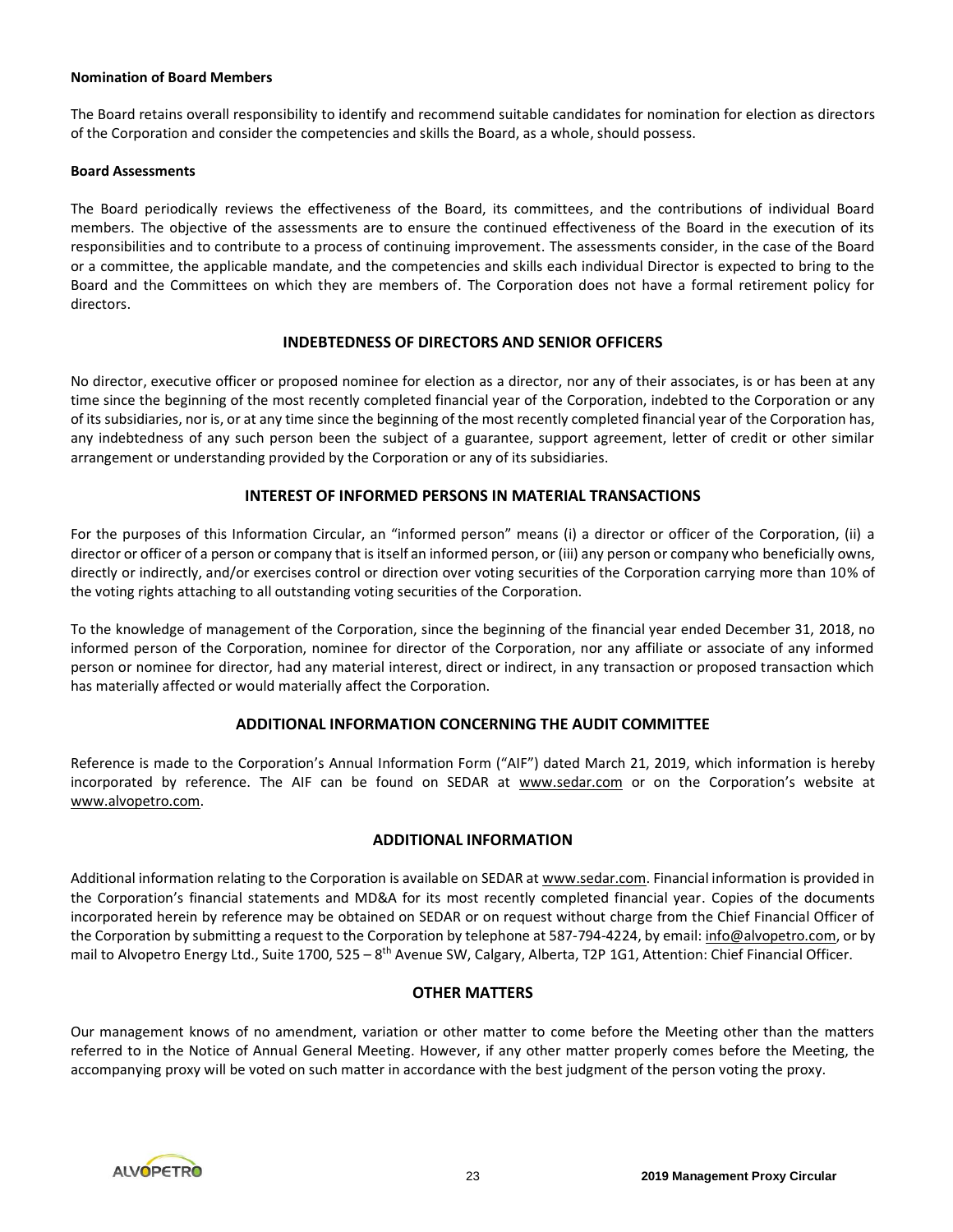**Nomination of Board Members**

The Board retains overall responsibility to identify and recommend suitable candidates for nomination for election as directors of the Corporation and consider the competencies and skills the Board, as a whole, should possess.

**Board Assessments**

The Board periodically reviews the effectiveness of the Board, its committees, and the contributions of individual Board members. The objective of the assessments are to ensure the continued effectiveness of the Board in the execution of its responsibilities and to contribute to a process of continuing improvement. The assessments consider, in the case of the Board or a committee, the applicable mandate, and the competencies and skills each individual Director is expected to bring to the Board and the Committees on which they are members of. The Corporation does not have a formal retirement policy for directors.

## INDEBTEDNESS OF DIRECTORS AND SENIOR OFFICERS

No director, executive officer or proposed nominee for election as a director, nor any of their associates, is or has been at any time since the beginning of the most recently completed financial year of the Corporation, indebted to the Corporation or any of its subsidiaries, nor is, or at any time since the beginning of the most recently completed financial year of the Corporation has, any indebtedness of any such person been the subject of a guarantee, support agreement, letter of credit or other similar arrangement or understanding provided by the Corporation or any of its subsidiaries.

## INTEREST OF INFORMED PERSONS IN MATERIAL TRANSACTIONS

For the purposes of this Information Circular, an "informed person" means (i) a director or officer of the Corporation, (ii) a director or officer of a person or company that is itself an informed person, or (iii) any person or company who beneficially owns, directly or indirectly, and/or exercises control or direction over voting securities of the Corporation carrying more than 10% of the voting rights attaching to all outstanding voting securities of the Corporation.

To the knowledge of management of the Corporation, since the beginning of the financial year ended December 31, 2018, no informed person of the Corporation, nominee for director of the Corporation, nor any affiliate or associate of any informed person or nominee for director, had any material interest, direct or indirect, in any transaction or proposed transaction which has materially affected or would materially affect the Corporation.

## ADDITIONAL INFORMATION CONCERNING THE AUDIT COMMITTEE

Reference is made to the Corporation's Annual Information Form ("AIF") dated March 21, 2019, which information is hereby incorporated by reference. The AIF can be found on SEDAR at www.sedar.com or on the Corporation's website at www.alvopetro.com.

## ADDITIONAL INFORMATION

Additional information relating to the Corporation is available on SEDAR at www.sedar.com. Financial information is provided in the Corporation's financial statements and MD&A for its most recently completed financial year. Copies of the documents incorporated herein by reference may be obtained on SEDAR or on request without charge from the Chief Financial Officer of the Corporation by submitting a request to the Corporation by telephone at 587-794-4224, by email: info@alvopetro.com, or by mail to Alvopetro Energy Ltd., Suite 1700, 525 – 8th Avenue SW, Calgary, Alberta, T2P 1G1, Attention: Chief Financial Officer.

## OTHER MATTERS

Our management knows of no amendment, variation or other matter to come before the Meeting other than the matters referred to in the Notice of Annual General Meeting. However, if any other matter properly comes before the Meeting, the accompanying proxy will be voted on such matter in accordance with the best judgment of the person voting the proxy.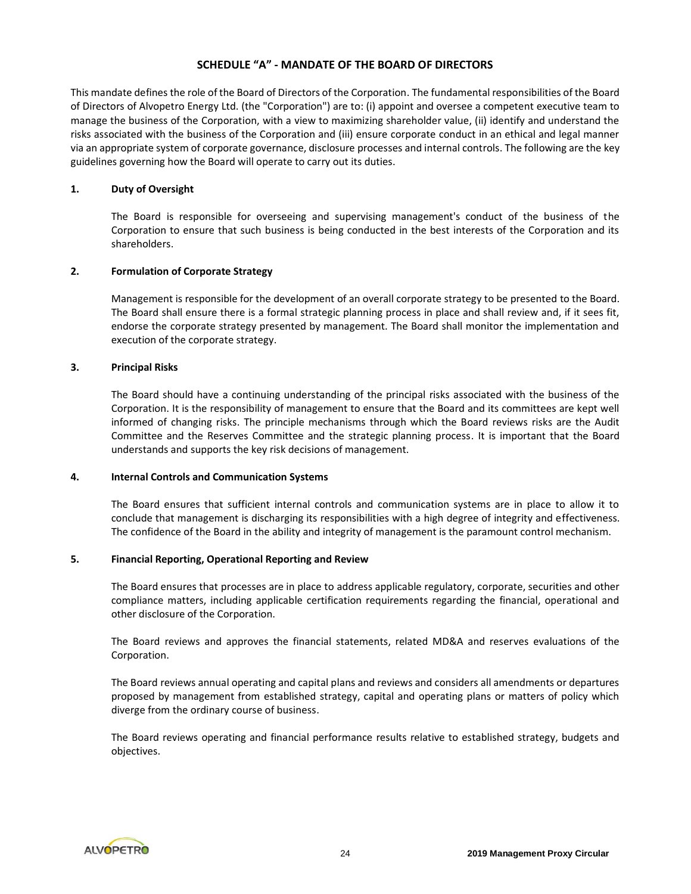# SCHEDULE "A" - MANDATE OF THE BOARD OF DIRECTORS

This mandate defines the role of the Board of Directors of the Corporation. The fundamental responsibilities of the Board of Directors of Alvopetro Energy Ltd. (the "Corporation") are to: (i) appoint and oversee a competent executive team to manage the business of the Corporation, with a view to maximizing shareholder value, (ii) identify and understand the risks associated with the business of the Corporation and (iii) ensure corporate conduct in an ethical and legal manner via an appropriate system of corporate governance, disclosure processes and internal controls. The following are the key guidelines governing how the Board will operate to carry out its duties.

## 1. Duty of Oversight

The Board is responsible for overseeing and supervising management's conduct of the business of the Corporation to ensure that such business is being conducted in the best interests of the Corporation and its shareholders.

## 2. Formulation of Corporate Strategy

Management is responsible for the development of an overall corporate strategy to be presented to the Board. The Board shall ensure there is a formal strategic planning process in place and shall review and, if it sees fit, endorse the corporate strategy presented by management. The Board shall monitor the implementation and execution of the corporate strategy.

## 3. Principal Risks

The Board should have a continuing understanding of the principal risks associated with the business of the Corporation. It is the responsibility of management to ensure that the Board and its committees are kept well informed of changing risks. The principle mechanisms through which the Board reviews risks are the Audit Committee and the Reserves Committee and the strategic planning process. It is important that the Board understands and supports the key risk decisions of management.

## 4. Internal Controls and Communication Systems

The Board ensures that sufficient internal controls and communication systems are in place to allow it to conclude that management is discharging its responsibilities with a high degree of integrity and effectiveness. The confidence of the Board in the ability and integrity of management is the paramount control mechanism.

## 5. Financial Reporting, Operational Reporting and Review

The Board ensures that processes are in place to address applicable regulatory, corporate, securities and other compliance matters, including applicable certification requirements regarding the financial, operational and other disclosure of the Corporation.

The Board reviews and approves the financial statements, related MD&A and reserves evaluations of the Corporation.

The Board reviews annual operating and capital plans and reviews and considers all amendments or departures proposed by management from established strategy, capital and operating plans or matters of policy which diverge from the ordinary course of business.

The Board reviews operating and financial performance results relative to established strategy, budgets and objectives.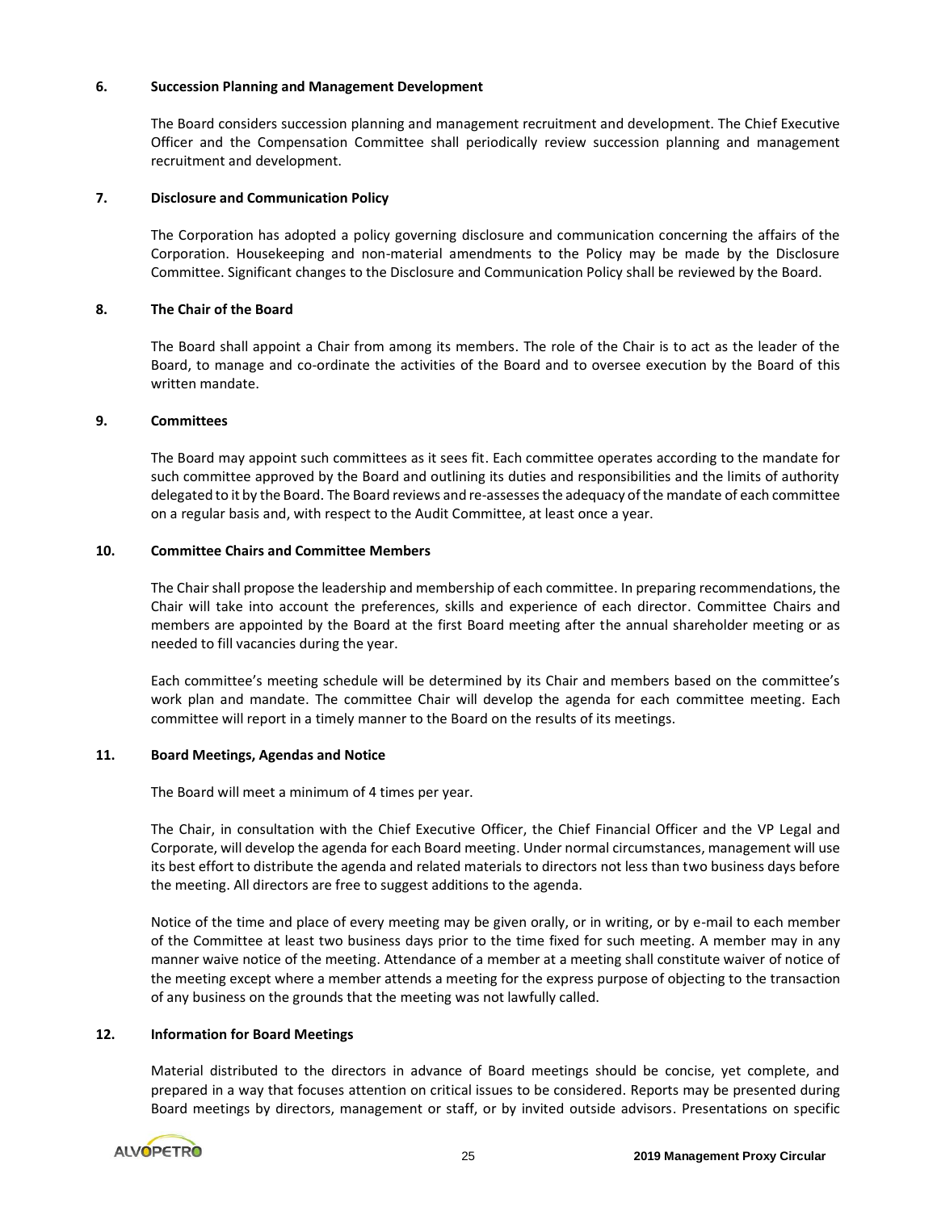**6. Succession Planning and Management Development**

The Board considers succession planning and management recruitment and development. The Chief Executive Officer and the Compensation Committee shall periodically review succession planning and management recruitment and development.

**7. Disclosure and Communication Policy**

The Corporation has adopted a policy governing disclosure and communication concerning the affairs of the Corporation. Housekeeping and non-material amendments to the Policy may be made by the Disclosure Committee. Significant changes to the Disclosure and Communication Policy shall be reviewed by the Board.

**8. The Chair of the Board**

The Board shall appoint a Chair from among its members. The role of the Chair is to act as the leader of the Board, to manage and co-ordinate the activities of the Board and to oversee execution by the Board of this written mandate.

**9. Committees**

The Board may appoint such committees as it sees fit. Each committee operates according to the mandate for such committee approved by the Board and outlining its duties and responsibilities and the limits of authority delegated to it by the Board. The Board reviews and re-assesses the adequacy of the mandate of each committee on a regular basis and, with respect to the Audit Committee, at least once a year.

**10. Committee Chairs and Committee Members**

The Chair shall propose the leadership and membership of each committee. In preparing recommendations, the Chair will take into account the preferences, skills and experience of each director. Committee Chairs and members are appointed by the Board at the first Board meeting after the annual shareholder meeting or as needed to fill vacancies during the year.

Each committee's meeting schedule will be determined by its Chair and members based on the committee's work plan and mandate. The committee Chair will develop the agenda for each committee meeting. Each committee will report in a timely manner to the Board on the results of its meetings.

**11. Board Meetings, Agendas and Notice**

The Board will meet a minimum of 4 times per year.

The Chair, in consultation with the Chief Executive Officer, the Chief Financial Officer and the VP Legal and Corporate, will develop the agenda for each Board meeting. Under normal circumstances, management will use its best effort to distribute the agenda and related materials to directors not less than two business days before the meeting. All directors are free to suggest additions to the agenda.

Notice of the time and place of every meeting may be given orally, or in writing, or by e-mail to each member of the Committee at least two business days prior to the time fixed for such meeting. A member may in any manner waive notice of the meeting. Attendance of a member at a meeting shall constitute waiver of notice of the meeting except where a member attends a meeting for the express purpose of objecting to the transaction of any business on the grounds that the meeting was not lawfully called.

**12. Information for Board Meetings**

Material distributed to the directors in advance of Board meetings should be concise, yet complete, and prepared in a way that focuses attention on critical issues to be considered. Reports may be presented during Board meetings by directors, management or staff, or by invited outside advisors. Presentations on specific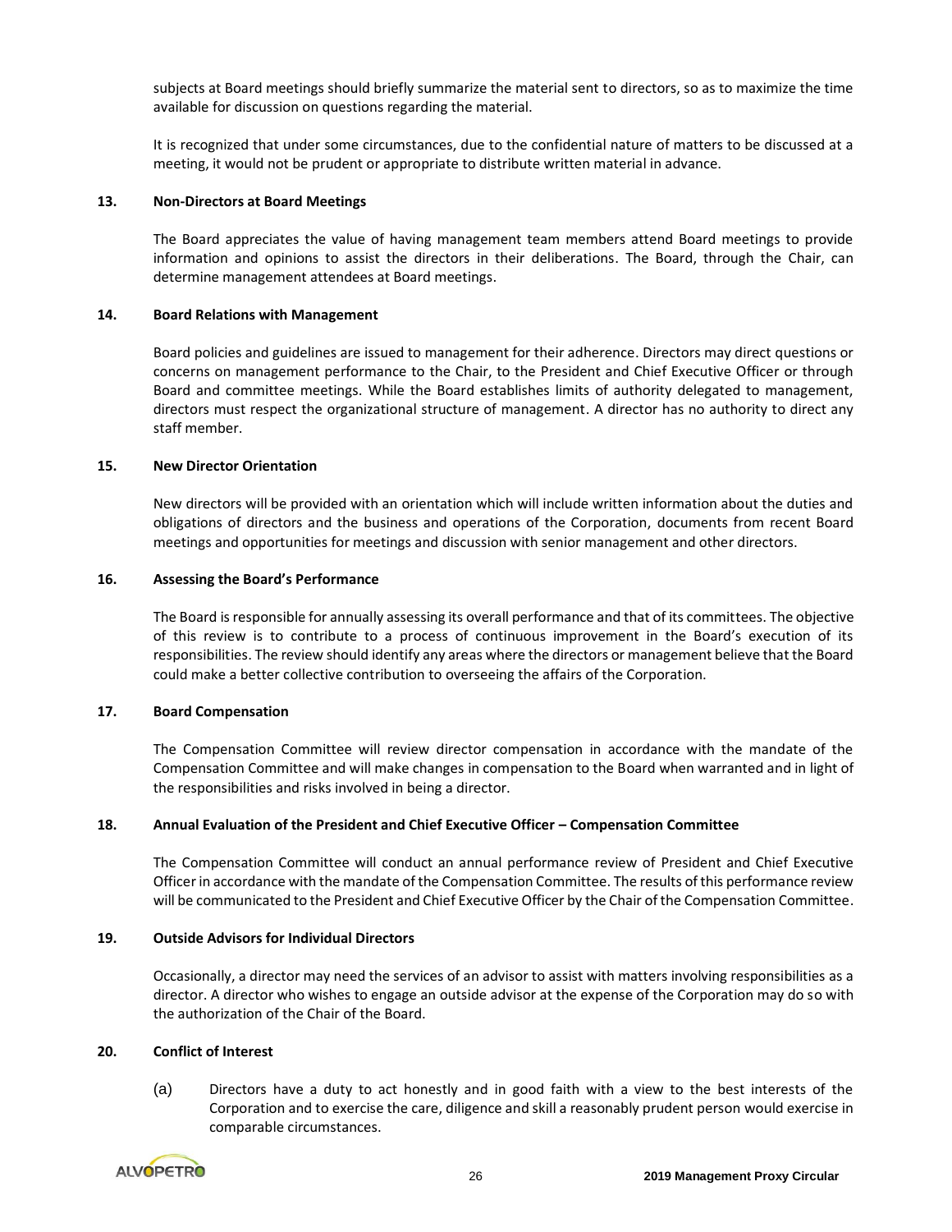subjects at Board meetings should briefly summarize the material sent to directors, so as to maximize the time available for discussion on questions regarding the material.

It is recognized that under some circumstances, due to the confidential nature of matters to be discussed at a meeting, it would not be prudent or appropriate to distribute written material in advance.

**13. Non-Directors at Board Meetings**

The Board appreciates the value of having management team members attend Board meetings to provide information and opinions to assist the directors in their deliberations. The Board, through the Chair, can determine management attendees at Board meetings.

**14. Board Relations with Management**

Board policies and guidelines are issued to management for their adherence. Directors may direct questions or concerns on management performance to the Chair, to the President and Chief Executive Officer or through Board and committee meetings. While the Board establishes limits of authority delegated to management, directors must respect the organizational structure of management. A director has no authority to direct any staff member.

**15. New Director Orientation**

New directors will be provided with an orientation which will include written information about the duties and obligations of directors and the business and operations of the Corporation, documents from recent Board meetings and opportunities for meetings and discussion with senior management and other directors.

**16. Assessing the Board's Performance**

The Board is responsible for annually assessing its overall performance and that of its committees. The objective of this review is to contribute to a process of continuous improvement in the Board's execution of its responsibilities. The review should identify any areas where the directors or management believe that the Board could make a better collective contribution to overseeing the affairs of the Corporation.

**17. Board Compensation**

The Compensation Committee will review director compensation in accordance with the mandate of the Compensation Committee and will make changes in compensation to the Board when warranted and in light of the responsibilities and risks involved in being a director.

**18. Annual Evaluation of the President and Chief Executive Officer – Compensation Committee**

The Compensation Committee will conduct an annual performance review of President and Chief Executive Officer in accordance with the mandate of the Compensation Committee. The results of this performance review will be communicated to the President and Chief Executive Officer by the Chair of the Compensation Committee.

**19. Outside Advisors for Individual Directors**

Occasionally, a director may need the services of an advisor to assist with matters involving responsibilities as a director. A director who wishes to engage an outside advisor at the expense of the Corporation may do so with the authorization of the Chair of the Board.

**20. Conflict of Interest**

(a) Directors have a duty to act honestly and in good faith with a view to the best interests of the Corporation and to exercise the care, diligence and skill a reasonably prudent person would exercise in comparable circumstances.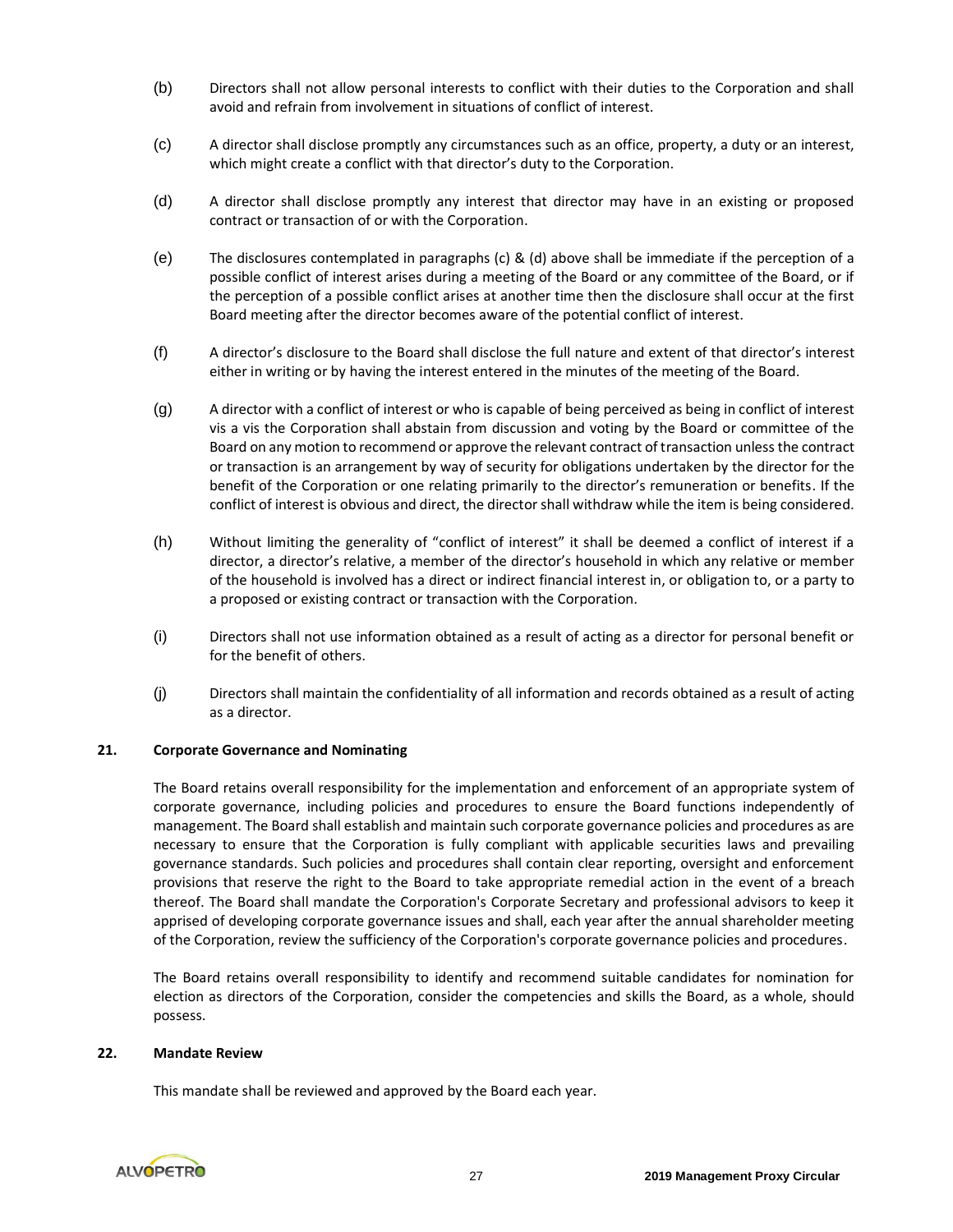(b) Directors shall not allow personal interests to conflict with their duties to the Corporation and shall avoid and refrain from involvement in situations of conflict of interest.

(c) A director shall disclose promptly any circumstances such as an office, property, a duty or an interest, which might create a conflict with that director's duty to the Corporation.

(d) A director shall disclose promptly any interest that director may have in an existing or proposed contract or transaction of or with the Corporation.

(e) The disclosures contemplated in paragraphs (c) & (d) above shall be immediate if the perception of a possible conflict of interest arises during a meeting of the Board or any committee of the Board, or if the perception of a possible conflict arises at another time then the disclosure shall occur at the first Board meeting after the director becomes aware of the potential conflict of interest.

(f) A director's disclosure to the Board shall disclose the full nature and extent of that director's interest either in writing or by having the interest entered in the minutes of the meeting of the Board.

(g) A director with a conflict of interest or who is capable of being perceived as being in conflict of interest vis a vis the Corporation shall abstain from discussion and voting by the Board or committee of the Board on any motion to recommend or approve the relevant contract of transaction unless the contract or transaction is an arrangement by way of security for obligations undertaken by the director for the benefit of the Corporation or one relating primarily to the director's remuneration or benefits. If the conflict of interest is obvious and direct, the director shall withdraw while the item is being considered.

(h) Without limiting the generality of "conflict of interest" it shall be deemed a conflict of interest if a director, a director's relative, a member of the director's household in which any relative or member of the household is involved has a direct or indirect financial interest in, or obligation to, or a party to a proposed or existing contract or transaction with the Corporation.

(i) Directors shall not use information obtained as a result of acting as a director for personal benefit or for the benefit of others.

(j) Directors shall maintain the confidentiality of all information and records obtained as a result of acting as a director.

**21. Corporate Governance and Nominating**

The Board retains overall responsibility for the implementation and enforcement of an appropriate system of corporate governance, including policies and procedures to ensure the Board functions independently of management. The Board shall establish and maintain such corporate governance policies and procedures as are necessary to ensure that the Corporation is fully compliant with applicable securities laws and prevailing governance standards. Such policies and procedures shall contain clear reporting, oversight and enforcement provisions that reserve the right to the Board to take appropriate remedial action in the event of a breach thereof. The Board shall mandate the Corporation's Corporate Secretary and professional advisors to keep it apprised of developing corporate governance issues and shall, each year after the annual shareholder meeting of the Corporation, review the sufficiency of the Corporation's corporate governance policies and procedures.

The Board retains overall responsibility to identify and recommend suitable candidates for nomination for election as directors of the Corporation, consider the competencies and skills the Board, as a whole, should possess.

**22. Mandate Review**

This mandate shall be reviewed and approved by the Board each year.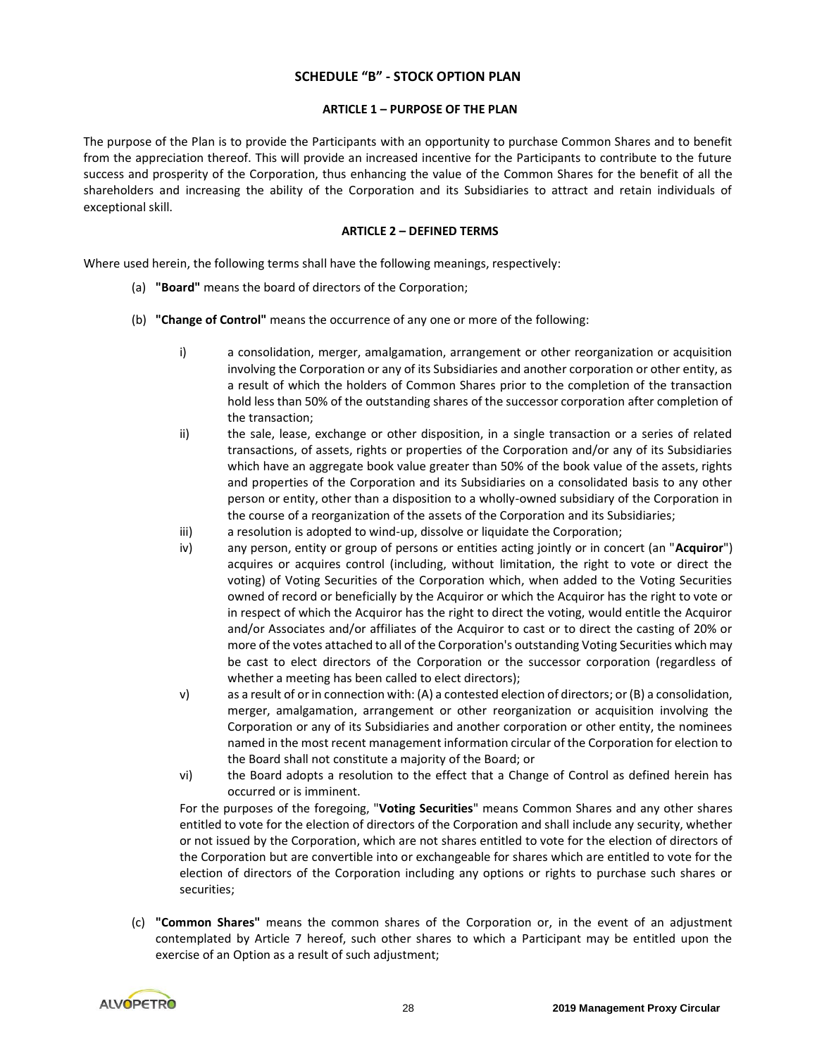## SCHEDULE "B" - STOCK OPTION PLAN

### ARTICLE 1 – PURPOSE OF THE PLAN

The purpose of the Plan is to provide the Participants with an opportunity to purchase Common Shares and to benefit from the appreciation thereof. This will provide an increased incentive for the Participants to contribute to the future success and prosperity of the Corporation, thus enhancing the value of the Common Shares for the benefit of all the shareholders and increasing the ability of the Corporation and its Subsidiaries to attract and retain individuals of exceptional skill.

### ARTICLE 2 – DEFINED TERMS

Where used herein, the following terms shall have the following meanings, respectively:

(a) **"Board"** means the board of directors of the Corporation;

(b) **"Change of Control"** means the occurrence of any one or more of the following:

i) a consolidation, merger, amalgamation, arrangement or other reorganization or acquisition involving the Corporation or any of its Subsidiaries and another corporation or other entity, as a result of which the holders of Common Shares prior to the completion of the transaction hold less than 50% of the outstanding shares of the successor corporation after completion of the transaction;

ii) the sale, lease, exchange or other disposition, in a single transaction or a series of related transactions, of assets, rights or properties of the Corporation and/or any of its Subsidiaries which have an aggregate book value greater than 50% of the book value of the assets, rights and properties of the Corporation and its Subsidiaries on a consolidated basis to any other person or entity, other than a disposition to a wholly-owned subsidiary of the Corporation in the course of a reorganization of the assets of the Corporation and its Subsidiaries;

iii) a resolution is adopted to wind-up, dissolve or liquidate the Corporation;

iv) any person, entity or group of persons or entities acting jointly or in concert (an "**Acquiror**") acquires or acquires control (including, without limitation, the right to vote or direct the voting) of Voting Securities of the Corporation which, when added to the Voting Securities owned of record or beneficially by the Acquiror or which the Acquiror has the right to vote or in respect of which the Acquiror has the right to direct the voting, would entitle the Acquiror and/or Associates and/or affiliates of the Acquiror to cast or to direct the casting of 20% or more of the votes attached to all of the Corporation's outstanding Voting Securities which may be cast to elect directors of the Corporation or the successor corporation (regardless of whether a meeting has been called to elect directors);

v) as a result of or in connection with: (A) a contested election of directors; or (B) a consolidation, merger, amalgamation, arrangement or other reorganization or acquisition involving the Corporation or any of its Subsidiaries and another corporation or other entity, the nominees named in the most recent management information circular of the Corporation for election to the Board shall not constitute a majority of the Board; or

vi) the Board adopts a resolution to the effect that a Change of Control as defined herein has occurred or is imminent.

For the purposes of the foregoing, "**Voting Securities**" means Common Shares and any other shares entitled to vote for the election of directors of the Corporation and shall include any security, whether or not issued by the Corporation, which are not shares entitled to vote for the election of directors of the Corporation but are convertible into or exchangeable for shares which are entitled to vote for the election of directors of the Corporation including any options or rights to purchase such shares or securities;

(c) **"Common Shares"** means the common shares of the Corporation or, in the event of an adjustment contemplated by Article 7 hereof, such other shares to which a Participant may be entitled upon the exercise of an Option as a result of such adjustment;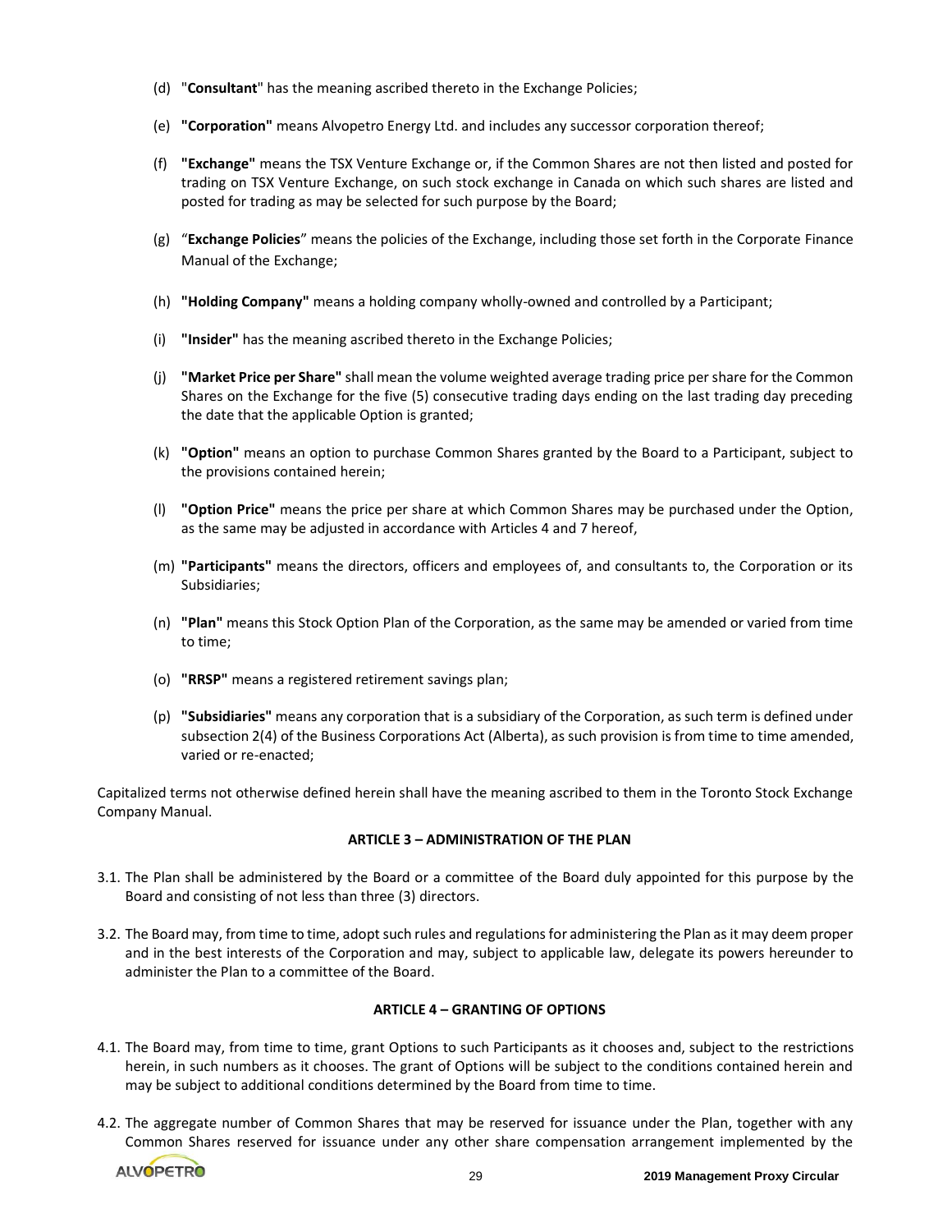(d) "**Consultant**" has the meaning ascribed thereto in the Exchange Policies;

(e) **"Corporation"** means Alvopetro Energy Ltd. and includes any successor corporation thereof;

(f) **"Exchange"** means the TSX Venture Exchange or, if the Common Shares are not then listed and posted for trading on TSX Venture Exchange, on such stock exchange in Canada on which such shares are listed and posted for trading as may be selected for such purpose by the Board;

(g) "**Exchange Policies**" means the policies of the Exchange, including those set forth in the Corporate Finance Manual of the Exchange;

(h) **"Holding Company"** means a holding company wholly-owned and controlled by a Participant;

(i) **"Insider"** has the meaning ascribed thereto in the Exchange Policies;

(j) **"Market Price per Share"** shall mean the volume weighted average trading price per share for the Common Shares on the Exchange for the five (5) consecutive trading days ending on the last trading day preceding the date that the applicable Option is granted;

(k) **"Option"** means an option to purchase Common Shares granted by the Board to a Participant, subject to the provisions contained herein;

(l) **"Option Price"** means the price per share at which Common Shares may be purchased under the Option, as the same may be adjusted in accordance with Articles 4 and 7 hereof,

(m) **"Participants"** means the directors, officers and employees of, and consultants to, the Corporation or its Subsidiaries;

(n) **"Plan"** means this Stock Option Plan of the Corporation, as the same may be amended or varied from time to time;

(o) **"RRSP"** means a registered retirement savings plan;

(p) **"Subsidiaries"** means any corporation that is a subsidiary of the Corporation, as such term is defined under subsection 2(4) of the Business Corporations Act (Alberta), as such provision is from time to time amended, varied or re-enacted;

Capitalized terms not otherwise defined herein shall have the meaning ascribed to them in the Toronto Stock Exchange Company Manual.

**ARTICLE 3 – ADMINISTRATION OF THE PLAN**

3.1. The Plan shall be administered by the Board or a committee of the Board duly appointed for this purpose by the Board and consisting of not less than three (3) directors.

3.2. The Board may, from time to time, adopt such rules and regulations for administering the Plan as it may deem proper and in the best interests of the Corporation and may, subject to applicable law, delegate its powers hereunder to administer the Plan to a committee of the Board.

**ARTICLE 4 – GRANTING OF OPTIONS**

4.1. The Board may, from time to time, grant Options to such Participants as it chooses and, subject to the restrictions herein, in such numbers as it chooses. The grant of Options will be subject to the conditions contained herein and may be subject to additional conditions determined by the Board from time to time.

4.2. The aggregate number of Common Shares that may be reserved for issuance under the Plan, together with any Common Shares reserved for issuance under any other share compensation arrangement implemented by the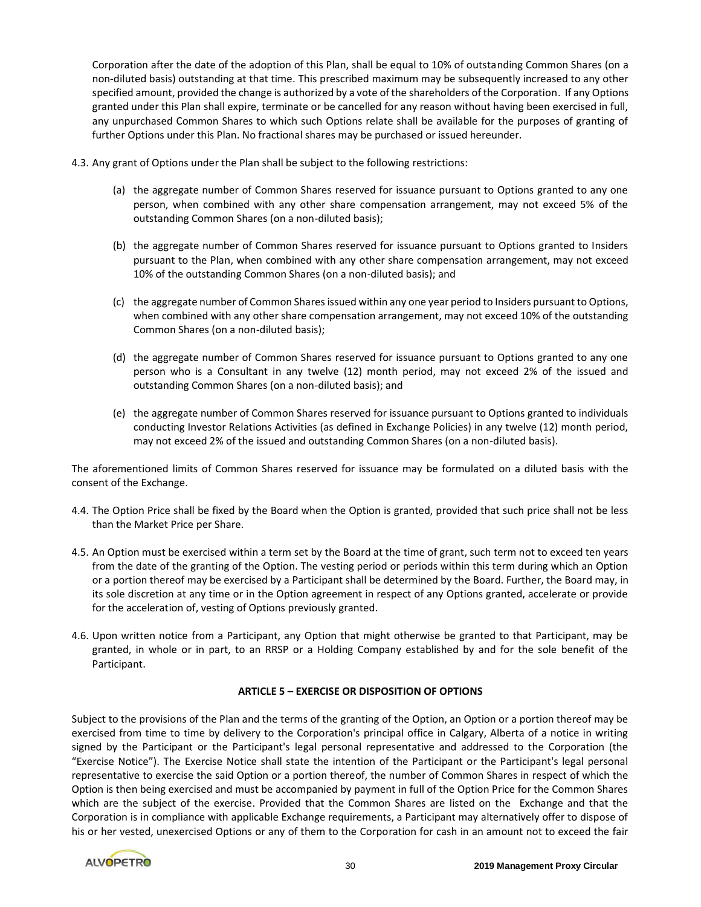Corporation after the date of the adoption of this Plan, shall be equal to 10% of outstanding Common Shares (on a non-diluted basis) outstanding at that time. This prescribed maximum may be subsequently increased to any other specified amount, provided the change is authorized by a vote of the shareholders of the Corporation. If any Options granted under this Plan shall expire, terminate or be cancelled for any reason without having been exercised in full, any unpurchased Common Shares to which such Options relate shall be available for the purposes of granting of further Options under this Plan. No fractional shares may be purchased or issued hereunder.

4.3. Any grant of Options under the Plan shall be subject to the following restrictions:

(a) the aggregate number of Common Shares reserved for issuance pursuant to Options granted to any one person, when combined with any other share compensation arrangement, may not exceed 5% of the outstanding Common Shares (on a non-diluted basis);

(b) the aggregate number of Common Shares reserved for issuance pursuant to Options granted to Insiders pursuant to the Plan, when combined with any other share compensation arrangement, may not exceed 10% of the outstanding Common Shares (on a non-diluted basis); and

(c) the aggregate number of Common Shares issued within any one year period to Insiders pursuant to Options, when combined with any other share compensation arrangement, may not exceed 10% of the outstanding Common Shares (on a non-diluted basis);

(d) the aggregate number of Common Shares reserved for issuance pursuant to Options granted to any one person who is a Consultant in any twelve (12) month period, may not exceed 2% of the issued and outstanding Common Shares (on a non-diluted basis); and

(e) the aggregate number of Common Shares reserved for issuance pursuant to Options granted to individuals conducting Investor Relations Activities (as defined in Exchange Policies) in any twelve (12) month period, may not exceed 2% of the issued and outstanding Common Shares (on a non-diluted basis).

The aforementioned limits of Common Shares reserved for issuance may be formulated on a diluted basis with the consent of the Exchange.

4.4. The Option Price shall be fixed by the Board when the Option is granted, provided that such price shall not be less than the Market Price per Share.

4.5. An Option must be exercised within a term set by the Board at the time of grant, such term not to exceed ten years from the date of the granting of the Option. The vesting period or periods within this term during which an Option or a portion thereof may be exercised by a Participant shall be determined by the Board. Further, the Board may, in its sole discretion at any time or in the Option agreement in respect of any Options granted, accelerate or provide for the acceleration of, vesting of Options previously granted.

4.6. Upon written notice from a Participant, any Option that might otherwise be granted to that Participant, may be granted, in whole or in part, to an RRSP or a Holding Company established by and for the sole benefit of the Participant.

**ARTICLE 5 – EXERCISE OR DISPOSITION OF OPTIONS**

Subject to the provisions of the Plan and the terms of the granting of the Option, an Option or a portion thereof may be exercised from time to time by delivery to the Corporation's principal office in Calgary, Alberta of a notice in writing signed by the Participant or the Participant's legal personal representative and addressed to the Corporation (the "Exercise Notice"). The Exercise Notice shall state the intention of the Participant or the Participant's legal personal representative to exercise the said Option or a portion thereof, the number of Common Shares in respect of which the Option is then being exercised and must be accompanied by payment in full of the Option Price for the Common Shares which are the subject of the exercise. Provided that the Common Shares are listed on the Exchange and that the Corporation is in compliance with applicable Exchange requirements, a Participant may alternatively offer to dispose of his or her vested, unexercised Options or any of them to the Corporation for cash in an amount not to exceed the fair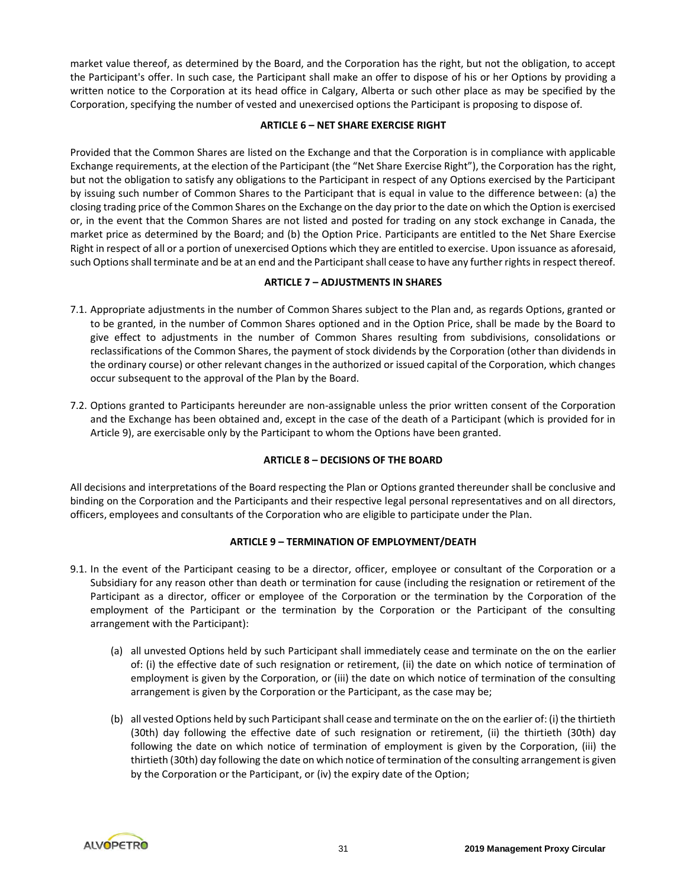market value thereof, as determined by the Board, and the Corporation has the right, but not the obligation, to accept the Participant's offer. In such case, the Participant shall make an offer to dispose of his or her Options by providing a written notice to the Corporation at its head office in Calgary, Alberta or such other place as may be specified by the Corporation, specifying the number of vested and unexercised options the Participant is proposing to dispose of.

**ARTICLE 6 – NET SHARE EXERCISE RIGHT**

Provided that the Common Shares are listed on the Exchange and that the Corporation is in compliance with applicable Exchange requirements, at the election of the Participant (the "Net Share Exercise Right"), the Corporation has the right, but not the obligation to satisfy any obligations to the Participant in respect of any Options exercised by the Participant by issuing such number of Common Shares to the Participant that is equal in value to the difference between: (a) the closing trading price of the Common Shares on the Exchange on the day prior to the date on which the Option is exercised or, in the event that the Common Shares are not listed and posted for trading on any stock exchange in Canada, the market price as determined by the Board; and (b) the Option Price. Participants are entitled to the Net Share Exercise Right in respect of all or a portion of unexercised Options which they are entitled to exercise. Upon issuance as aforesaid, such Options shall terminate and be at an end and the Participant shall cease to have any further rights in respect thereof.

**ARTICLE 7 – ADJUSTMENTS IN SHARES**

7.1. Appropriate adjustments in the number of Common Shares subject to the Plan and, as regards Options, granted or to be granted, in the number of Common Shares optioned and in the Option Price, shall be made by the Board to give effect to adjustments in the number of Common Shares resulting from subdivisions, consolidations or reclassifications of the Common Shares, the payment of stock dividends by the Corporation (other than dividends in the ordinary course) or other relevant changes in the authorized or issued capital of the Corporation, which changes occur subsequent to the approval of the Plan by the Board.

7.2. Options granted to Participants hereunder are non-assignable unless the prior written consent of the Corporation and the Exchange has been obtained and, except in the case of the death of a Participant (which is provided for in Article 9), are exercisable only by the Participant to whom the Options have been granted.

**ARTICLE 8 – DECISIONS OF THE BOARD**

All decisions and interpretations of the Board respecting the Plan or Options granted thereunder shall be conclusive and binding on the Corporation and the Participants and their respective legal personal representatives and on all directors, officers, employees and consultants of the Corporation who are eligible to participate under the Plan.

**ARTICLE 9 – TERMINATION OF EMPLOYMENT/DEATH**

9.1. In the event of the Participant ceasing to be a director, officer, employee or consultant of the Corporation or a Subsidiary for any reason other than death or termination for cause (including the resignation or retirement of the Participant as a director, officer or employee of the Corporation or the termination by the Corporation of the employment of the Participant or the termination by the Corporation or the Participant of the consulting arrangement with the Participant):

   (a) all unvested Options held by such Participant shall immediately cease and terminate on the on the earlier of: (i) the effective date of such resignation or retirement, (ii) the date on which notice of termination of employment is given by the Corporation, or (iii) the date on which notice of termination of the consulting arrangement is given by the Corporation or the Participant, as the case may be;

   (b) all vested Options held by such Participant shall cease and terminate on the on the earlier of: (i) the thirtieth (30th) day following the effective date of such resignation or retirement, (ii) the thirtieth (30th) day following the date on which notice of termination of employment is given by the Corporation, (iii) the thirtieth (30th) day following the date on which notice of termination of the consulting arrangement is given by the Corporation or the Participant, or (iv) the expiry date of the Option;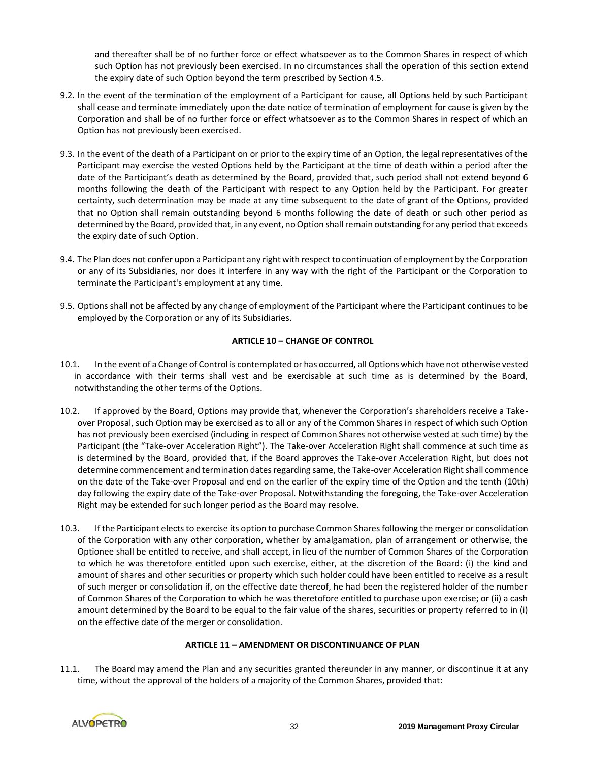and thereafter shall be of no further force or effect whatsoever as to the Common Shares in respect of which such Option has not previously been exercised. In no circumstances shall the operation of this section extend the expiry date of such Option beyond the term prescribed by Section 4.5.

9.2. In the event of the termination of the employment of a Participant for cause, all Options held by such Participant shall cease and terminate immediately upon the date notice of termination of employment for cause is given by the Corporation and shall be of no further force or effect whatsoever as to the Common Shares in respect of which an Option has not previously been exercised.

9.3. In the event of the death of a Participant on or prior to the expiry time of an Option, the legal representatives of the Participant may exercise the vested Options held by the Participant at the time of death within a period after the date of the Participant's death as determined by the Board, provided that, such period shall not extend beyond 6 months following the death of the Participant with respect to any Option held by the Participant. For greater certainty, such determination may be made at any time subsequent to the date of grant of the Options, provided that no Option shall remain outstanding beyond 6 months following the date of death or such other period as determined by the Board, provided that, in any event, no Option shall remain outstanding for any period that exceeds the expiry date of such Option.

9.4. The Plan does not confer upon a Participant any right with respect to continuation of employment by the Corporation or any of its Subsidiaries, nor does it interfere in any way with the right of the Participant or the Corporation to terminate the Participant's employment at any time.

9.5. Options shall not be affected by any change of employment of the Participant where the Participant continues to be employed by the Corporation or any of its Subsidiaries.

**ARTICLE 10 – CHANGE OF CONTROL**

10.1. In the event of a Change of Control is contemplated or has occurred, all Options which have not otherwise vested in accordance with their terms shall vest and be exercisable at such time as is determined by the Board, notwithstanding the other terms of the Options.

10.2. If approved by the Board, Options may provide that, whenever the Corporation's shareholders receive a Take-over Proposal, such Option may be exercised as to all or any of the Common Shares in respect of which such Option has not previously been exercised (including in respect of Common Shares not otherwise vested at such time) by the Participant (the "Take-over Acceleration Right"). The Take-over Acceleration Right shall commence at such time as is determined by the Board, provided that, if the Board approves the Take-over Acceleration Right, but does not determine commencement and termination dates regarding same, the Take-over Acceleration Right shall commence on the date of the Take-over Proposal and end on the earlier of the expiry time of the Option and the tenth (10th) day following the expiry date of the Take-over Proposal. Notwithstanding the foregoing, the Take-over Acceleration Right may be extended for such longer period as the Board may resolve.

10.3. If the Participant elects to exercise its option to purchase Common Shares following the merger or consolidation of the Corporation with any other corporation, whether by amalgamation, plan of arrangement or otherwise, the Optionee shall be entitled to receive, and shall accept, in lieu of the number of Common Shares of the Corporation to which he was theretofore entitled upon such exercise, either, at the discretion of the Board: (i) the kind and amount of shares and other securities or property which such holder could have been entitled to receive as a result of such merger or consolidation if, on the effective date thereof, he had been the registered holder of the number of Common Shares of the Corporation to which he was theretofore entitled to purchase upon exercise; or (ii) a cash amount determined by the Board to be equal to the fair value of the shares, securities or property referred to in (i) on the effective date of the merger or consolidation.

**ARTICLE 11 – AMENDMENT OR DISCONTINUANCE OF PLAN**

11.1. The Board may amend the Plan and any securities granted thereunder in any manner, or discontinue it at any time, without the approval of the holders of a majority of the Common Shares, provided that: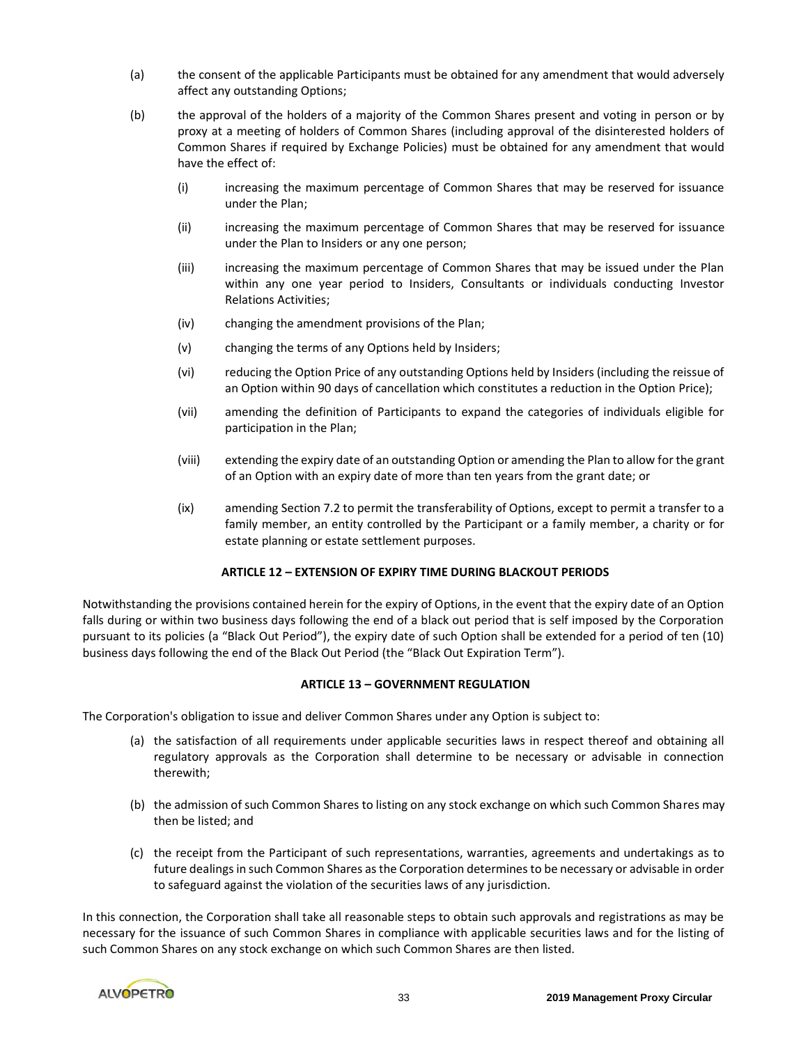(a) the consent of the applicable Participants must be obtained for any amendment that would adversely affect any outstanding Options;

(b) the approval of the holders of a majority of the Common Shares present and voting in person or by proxy at a meeting of holders of Common Shares (including approval of the disinterested holders of Common Shares if required by Exchange Policies) must be obtained for any amendment that would have the effect of:

   (i) increasing the maximum percentage of Common Shares that may be reserved for issuance under the Plan;

   (ii) increasing the maximum percentage of Common Shares that may be reserved for issuance under the Plan to Insiders or any one person;

   (iii) increasing the maximum percentage of Common Shares that may be issued under the Plan within any one year period to Insiders, Consultants or individuals conducting Investor Relations Activities;

   (iv) changing the amendment provisions of the Plan;

   (v) changing the terms of any Options held by Insiders;

   (vi) reducing the Option Price of any outstanding Options held by Insiders (including the reissue of an Option within 90 days of cancellation which constitutes a reduction in the Option Price);

   (vii) amending the definition of Participants to expand the categories of individuals eligible for participation in the Plan;

   (viii) extending the expiry date of an outstanding Option or amending the Plan to allow for the grant of an Option with an expiry date of more than ten years from the grant date; or

   (ix) amending Section 7.2 to permit the transferability of Options, except to permit a transfer to a family member, an entity controlled by the Participant or a family member, a charity or for estate planning or estate settlement purposes.

**ARTICLE 12 – EXTENSION OF EXPIRY TIME DURING BLACKOUT PERIODS**

Notwithstanding the provisions contained herein for the expiry of Options, in the event that the expiry date of an Option falls during or within two business days following the end of a black out period that is self imposed by the Corporation pursuant to its policies (a "Black Out Period"), the expiry date of such Option shall be extended for a period of ten (10) business days following the end of the Black Out Period (the "Black Out Expiration Term").

**ARTICLE 13 – GOVERNMENT REGULATION**

The Corporation's obligation to issue and deliver Common Shares under any Option is subject to:

(a) the satisfaction of all requirements under applicable securities laws in respect thereof and obtaining all regulatory approvals as the Corporation shall determine to be necessary or advisable in connection therewith;

(b) the admission of such Common Shares to listing on any stock exchange on which such Common Shares may then be listed; and

(c) the receipt from the Participant of such representations, warranties, agreements and undertakings as to future dealings in such Common Shares as the Corporation determines to be necessary or advisable in order to safeguard against the violation of the securities laws of any jurisdiction.

In this connection, the Corporation shall take all reasonable steps to obtain such approvals and registrations as may be necessary for the issuance of such Common Shares in compliance with applicable securities laws and for the listing of such Common Shares on any stock exchange on which such Common Shares are then listed.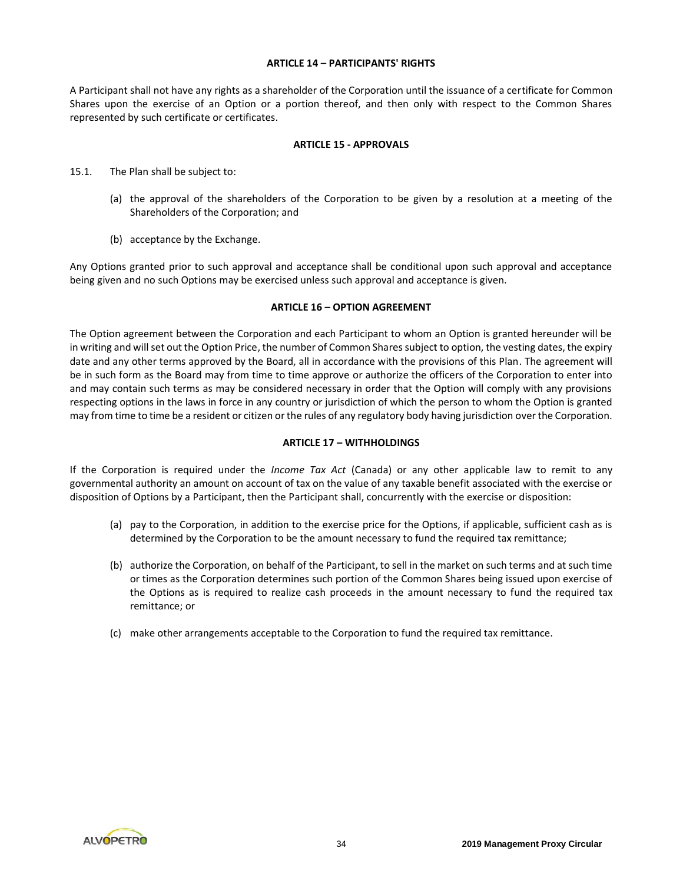## ARTICLE 14 – PARTICIPANTS' RIGHTS

A Participant shall not have any rights as a shareholder of the Corporation until the issuance of a certificate for Common Shares upon the exercise of an Option or a portion thereof, and then only with respect to the Common Shares represented by such certificate or certificates.

## ARTICLE 15 - APPROVALS

15.1. The Plan shall be subject to:

(a) the approval of the shareholders of the Corporation to be given by a resolution at a meeting of the Shareholders of the Corporation; and

(b) acceptance by the Exchange.

Any Options granted prior to such approval and acceptance shall be conditional upon such approval and acceptance being given and no such Options may be exercised unless such approval and acceptance is given.

## ARTICLE 16 – OPTION AGREEMENT

The Option agreement between the Corporation and each Participant to whom an Option is granted hereunder will be in writing and will set out the Option Price, the number of Common Shares subject to option, the vesting dates, the expiry date and any other terms approved by the Board, all in accordance with the provisions of this Plan. The agreement will be in such form as the Board may from time to time approve or authorize the officers of the Corporation to enter into and may contain such terms as may be considered necessary in order that the Option will comply with any provisions respecting options in the laws in force in any country or jurisdiction of which the person to whom the Option is granted may from time to time be a resident or citizen or the rules of any regulatory body having jurisdiction over the Corporation.

## ARTICLE 17 – WITHHOLDINGS

If the Corporation is required under the *Income Tax Act* (Canada) or any other applicable law to remit to any governmental authority an amount on account of tax on the value of any taxable benefit associated with the exercise or disposition of Options by a Participant, then the Participant shall, concurrently with the exercise or disposition:

(a) pay to the Corporation, in addition to the exercise price for the Options, if applicable, sufficient cash as is determined by the Corporation to be the amount necessary to fund the required tax remittance;

(b) authorize the Corporation, on behalf of the Participant, to sell in the market on such terms and at such time or times as the Corporation determines such portion of the Common Shares being issued upon exercise of the Options as is required to realize cash proceeds in the amount necessary to fund the required tax remittance; or

(c) make other arrangements acceptable to the Corporation to fund the required tax remittance.